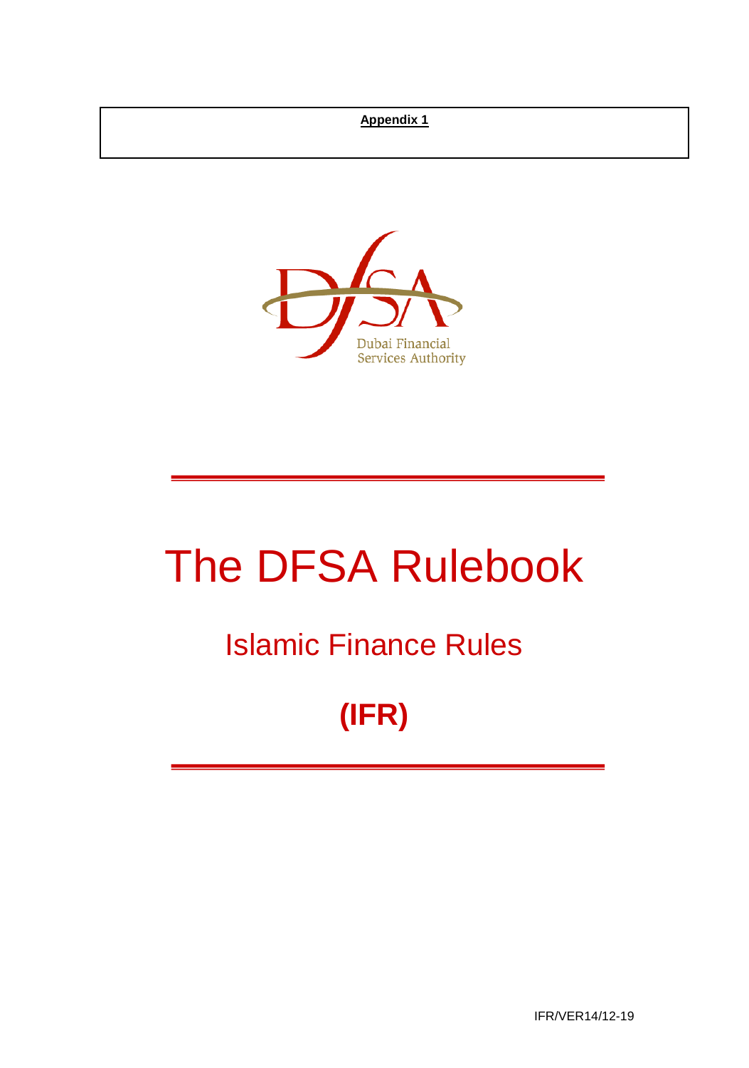**Appendix 1**

# The DFSA Rulebook

## Islamic Finance Rules

## (IFR)

IFR/VER14/12-19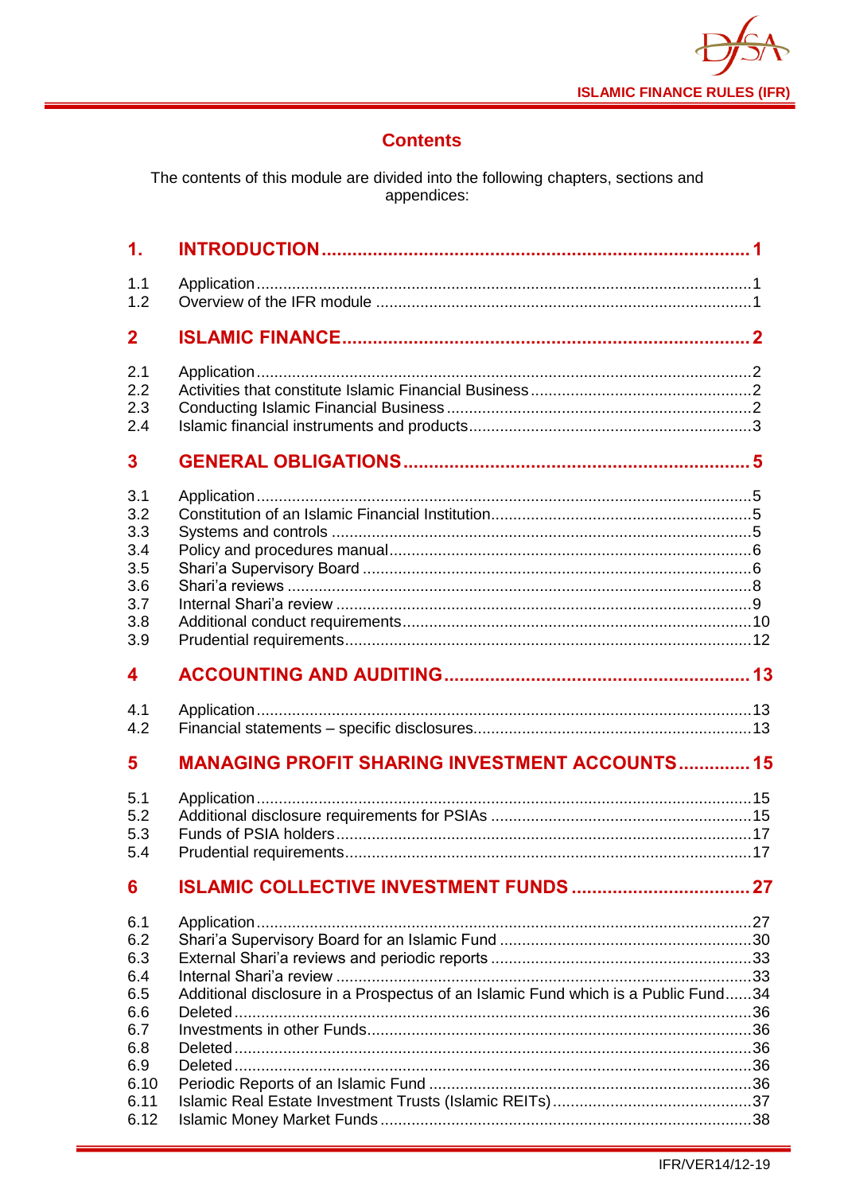## Contents

The contents of this module are divided into the following chapters, sections and appendices:

| | | |
|---|---|---|
| **1.** | **INTRODUCTION** | **1** |
| 1.1 | Application | 1 |
| 1.2 | Overview of the IFR module | 1 |
| **2** | **ISLAMIC FINANCE** | **2** |
| 2.1 | Application | 2 |
| 2.2 | Activities that constitute Islamic Financial Business | 2 |
| 2.3 | Conducting Islamic Financial Business | 2 |
| 2.4 | Islamic financial instruments and products | 3 |
| **3** | **GENERAL OBLIGATIONS** | **5** |
| 3.1 | Application | 5 |
| 3.2 | Constitution of an Islamic Financial Institution | 5 |
| 3.3 | Systems and controls | 5 |
| 3.4 | Policy and procedures manual | 6 |
| 3.5 | Shari'a Supervisory Board | 6 |
| 3.6 | Shari'a reviews | 8 |
| 3.7 | Internal Shari'a review | 9 |
| 3.8 | Additional conduct requirements | 10 |
| 3.9 | Prudential requirements | 12 |
| **4** | **ACCOUNTING AND AUDITING** | **13** |
| 4.1 | Application | 13 |
| 4.2 | Financial statements – specific disclosures | 13 |
| **5** | **MANAGING PROFIT SHARING INVESTMENT ACCOUNTS** | **15** |
| 5.1 | Application | 15 |
| 5.2 | Additional disclosure requirements for PSIAs | 15 |
| 5.3 | Funds of PSIA holders | 17 |
| 5.4 | Prudential requirements | 17 |
| **6** | **ISLAMIC COLLECTIVE INVESTMENT FUNDS** | **27** |
| 6.1 | Application | 27 |
| 6.2 | Shari'a Supervisory Board for an Islamic Fund | 30 |
| 6.3 | External Shari'a reviews and periodic reports | 33 |
| 6.4 | Internal Shari'a review | 33 |
| 6.5 | Additional disclosure in a Prospectus of an Islamic Fund which is a Public Fund | 34 |
| 6.6 | Deleted | 36 |
| 6.7 | Investments in other Funds | 36 |
| 6.8 | Deleted | 36 |
| 6.9 | Deleted | 36 |
| 6.10 | Periodic Reports of an Islamic Fund | 36 |
| 6.11 | Islamic Real Estate Investment Trusts (Islamic REITs) | 37 |
| 6.12 | Islamic Money Market Funds | 38 |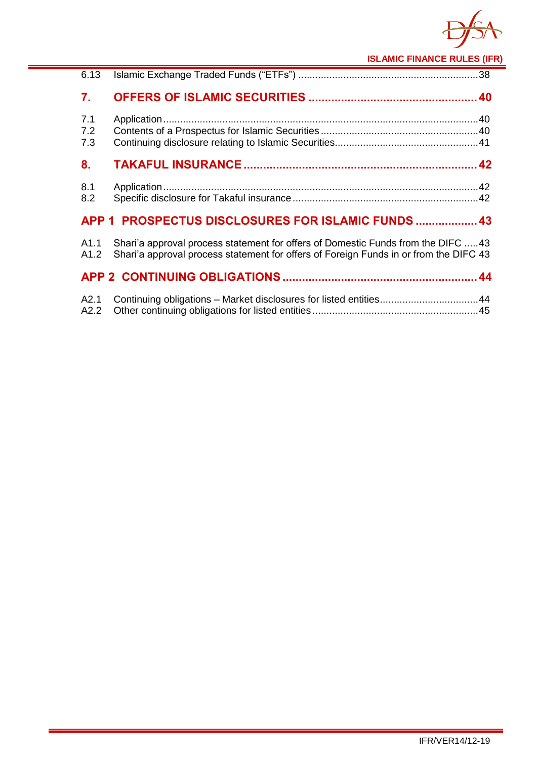| | | |
|---|---|---|
| 6.13 | Islamic Exchange Traded Funds ("ETFs") | 38 |

**7. OFFERS OF ISLAMIC SECURITIES .................................................. 40**

| | | |
|---|---|---|
| 7.1 | Application | 40 |
| 7.2 | Contents of a Prospectus for Islamic Securities | 40 |
| 7.3 | Continuing disclosure relating to Islamic Securities | 41 |

**8. TAKAFUL INSURANCE .................................................. 42**

| | | |
|---|---|---|
| 8.1 | Application | 42 |
| 8.2 | Specific disclosure for Takaful insurance | 42 |

**APP 1 PROSPECTUS DISCLOSURES FOR ISLAMIC FUNDS .................. 43**

| | | |
|---|---|---|
| A1.1 | Shari'a approval process statement for offers of Domestic Funds from the DIFC | 43 |
| A1.2 | Shari'a approval process statement for offers of Foreign Funds in or from the DIFC | 43 |

**APP 2 CONTINUING OBLIGATIONS .................................................. 44**

| | | |
|---|---|---|
| A2.1 | Continuing obligations – Market disclosures for listed entities | 44 |
| A2.2 | Other continuing obligations for listed entities | 45 |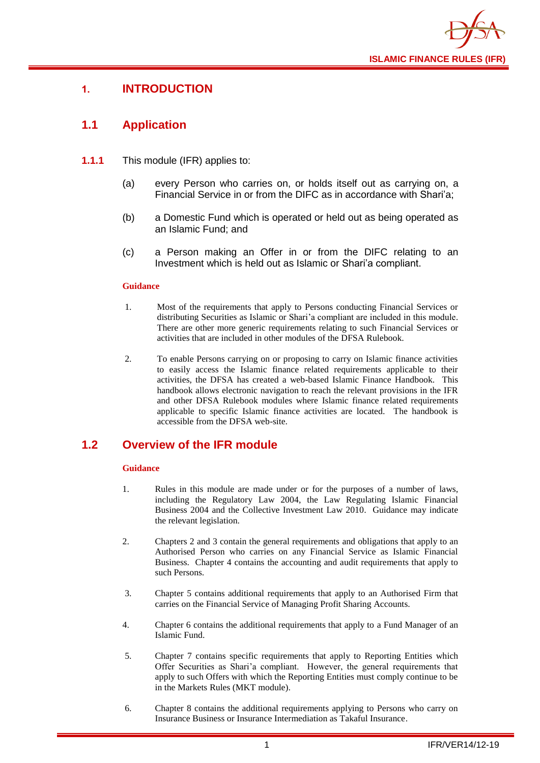# 1. INTRODUCTION

## 1.1 Application

**1.1.1** This module (IFR) applies to:

(a) every Person who carries on, or holds itself out as carrying on, a Financial Service in or from the DIFC as in accordance with Shari'a;

(b) a Domestic Fund which is operated or held out as being operated as an Islamic Fund; and

(c) a Person making an Offer in or from the DIFC relating to an Investment which is held out as Islamic or Shari'a compliant.

**Guidance**

1. Most of the requirements that apply to Persons conducting Financial Services or distributing Securities as Islamic or Shari'a compliant are included in this module. There are other more generic requirements relating to such Financial Services or activities that are included in other modules of the DFSA Rulebook.

2. To enable Persons carrying on or proposing to carry on Islamic finance activities to easily access the Islamic finance related requirements applicable to their activities, the DFSA has created a web-based Islamic Finance Handbook. This handbook allows electronic navigation to reach the relevant provisions in the IFR and other DFSA Rulebook modules where Islamic finance related requirements applicable to specific Islamic finance activities are located. The handbook is accessible from the DFSA web-site.

## 1.2 Overview of the IFR module

**Guidance**

1. Rules in this module are made under or for the purposes of a number of laws, including the Regulatory Law 2004, the Law Regulating Islamic Financial Business 2004 and the Collective Investment Law 2010. Guidance may indicate the relevant legislation.

2. Chapters 2 and 3 contain the general requirements and obligations that apply to an Authorised Person who carries on any Financial Service as Islamic Financial Business. Chapter 4 contains the accounting and audit requirements that apply to such Persons.

3. Chapter 5 contains additional requirements that apply to an Authorised Firm that carries on the Financial Service of Managing Profit Sharing Accounts.

4. Chapter 6 contains the additional requirements that apply to a Fund Manager of an Islamic Fund.

5. Chapter 7 contains specific requirements that apply to Reporting Entities which Offer Securities as Shari'a compliant. However, the general requirements that apply to such Offers with which the Reporting Entities must comply continue to be in the Markets Rules (MKT module).

6. Chapter 8 contains the additional requirements applying to Persons who carry on Insurance Business or Insurance Intermediation as Takaful Insurance.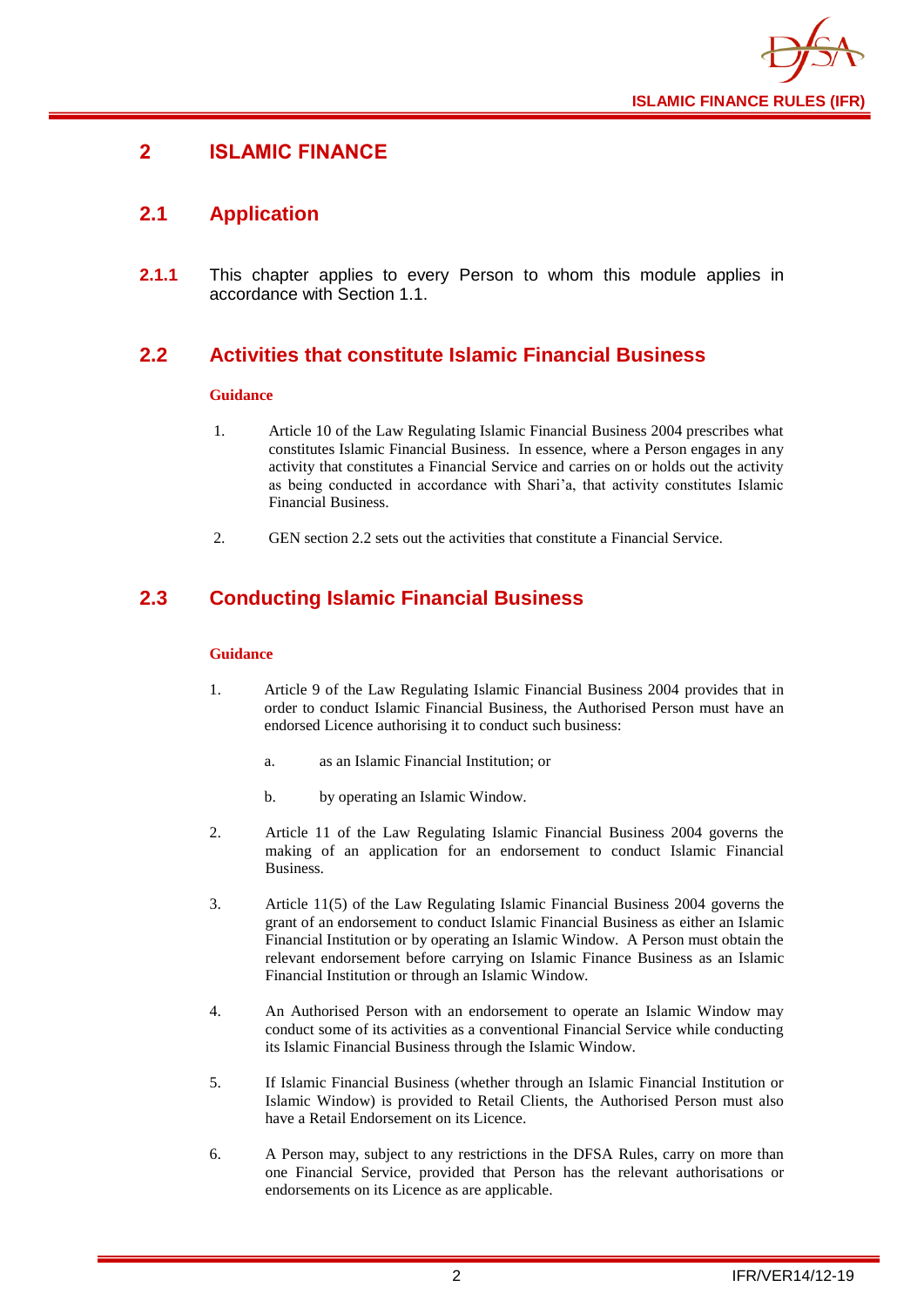# 2 ISLAMIC FINANCE

## 2.1 Application

**2.1.1** This chapter applies to every Person to whom this module applies in accordance with Section 1.1.

## 2.2 Activities that constitute Islamic Financial Business

**Guidance**

1. Article 10 of the Law Regulating Islamic Financial Business 2004 prescribes what constitutes Islamic Financial Business. In essence, where a Person engages in any activity that constitutes a Financial Service and carries on or holds out the activity as being conducted in accordance with Shari'a, that activity constitutes Islamic Financial Business.

2. GEN section 2.2 sets out the activities that constitute a Financial Service.

## 2.3 Conducting Islamic Financial Business

**Guidance**

1. Article 9 of the Law Regulating Islamic Financial Business 2004 provides that in order to conduct Islamic Financial Business, the Authorised Person must have an endorsed Licence authorising it to conduct such business:

   a. as an Islamic Financial Institution; or

   b. by operating an Islamic Window.

2. Article 11 of the Law Regulating Islamic Financial Business 2004 governs the making of an application for an endorsement to conduct Islamic Financial Business.

3. Article 11(5) of the Law Regulating Islamic Financial Business 2004 governs the grant of an endorsement to conduct Islamic Financial Business as either an Islamic Financial Institution or by operating an Islamic Window. A Person must obtain the relevant endorsement before carrying on Islamic Finance Business as an Islamic Financial Institution or through an Islamic Window.

4. An Authorised Person with an endorsement to operate an Islamic Window may conduct some of its activities as a conventional Financial Service while conducting its Islamic Financial Business through the Islamic Window.

5. If Islamic Financial Business (whether through an Islamic Financial Institution or Islamic Window) is provided to Retail Clients, the Authorised Person must also have a Retail Endorsement on its Licence.

6. A Person may, subject to any restrictions in the DFSA Rules, carry on more than one Financial Service, provided that Person has the relevant authorisations or endorsements on its Licence as are applicable.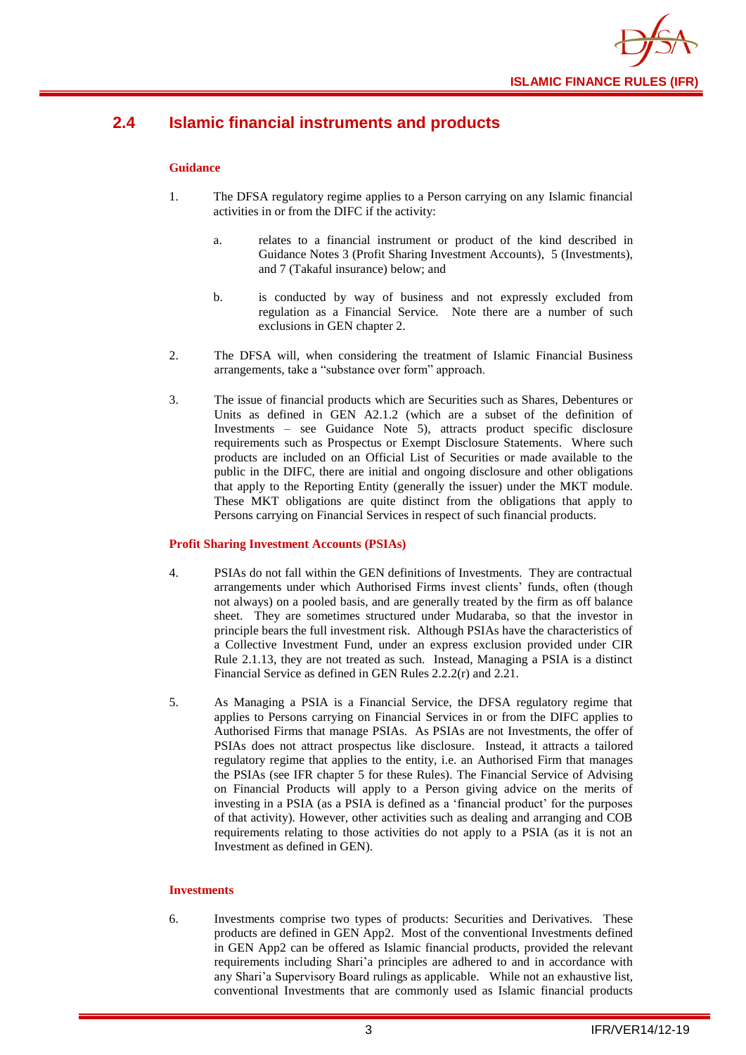## 2.4 Islamic financial instruments and products

### Guidance

1. The DFSA regulatory regime applies to a Person carrying on any Islamic financial activities in or from the DIFC if the activity:

   a. relates to a financial instrument or product of the kind described in Guidance Notes 3 (Profit Sharing Investment Accounts), 5 (Investments), and 7 (Takaful insurance) below; and

   b. is conducted by way of business and not expressly excluded from regulation as a Financial Service. Note there are a number of such exclusions in GEN chapter 2.

2. The DFSA will, when considering the treatment of Islamic Financial Business arrangements, take a "substance over form" approach.

3. The issue of financial products which are Securities such as Shares, Debentures or Units as defined in GEN A2.1.2 (which are a subset of the definition of Investments – see Guidance Note 5), attracts product specific disclosure requirements such as Prospectus or Exempt Disclosure Statements. Where such products are included on an Official List of Securities or made available to the public in the DIFC, there are initial and ongoing disclosure and other obligations that apply to the Reporting Entity (generally the issuer) under the MKT module. These MKT obligations are quite distinct from the obligations that apply to Persons carrying on Financial Services in respect of such financial products.

### Profit Sharing Investment Accounts (PSIAs)

4. PSIAs do not fall within the GEN definitions of Investments. They are contractual arrangements under which Authorised Firms invest clients' funds, often (though not always) on a pooled basis, and are generally treated by the firm as off balance sheet. They are sometimes structured under Mudaraba, so that the investor in principle bears the full investment risk. Although PSIAs have the characteristics of a Collective Investment Fund, under an express exclusion provided under CIR Rule 2.1.13, they are not treated as such. Instead, Managing a PSIA is a distinct Financial Service as defined in GEN Rules 2.2.2(r) and 2.21.

5. As Managing a PSIA is a Financial Service, the DFSA regulatory regime that applies to Persons carrying on Financial Services in or from the DIFC applies to Authorised Firms that manage PSIAs. As PSIAs are not Investments, the offer of PSIAs does not attract prospectus like disclosure. Instead, it attracts a tailored regulatory regime that applies to the entity, i.e. an Authorised Firm that manages the PSIAs (see IFR chapter 5 for these Rules). The Financial Service of Advising on Financial Products will apply to a Person giving advice on the merits of investing in a PSIA (as a PSIA is defined as a 'financial product' for the purposes of that activity). However, other activities such as dealing and arranging and COB requirements relating to those activities do not apply to a PSIA (as it is not an Investment as defined in GEN).

### Investments

6. Investments comprise two types of products: Securities and Derivatives. These products are defined in GEN App2. Most of the conventional Investments defined in GEN App2 can be offered as Islamic financial products, provided the relevant requirements including Shari'a principles are adhered to and in accordance with any Shari'a Supervisory Board rulings as applicable. While not an exhaustive list, conventional Investments that are commonly used as Islamic financial products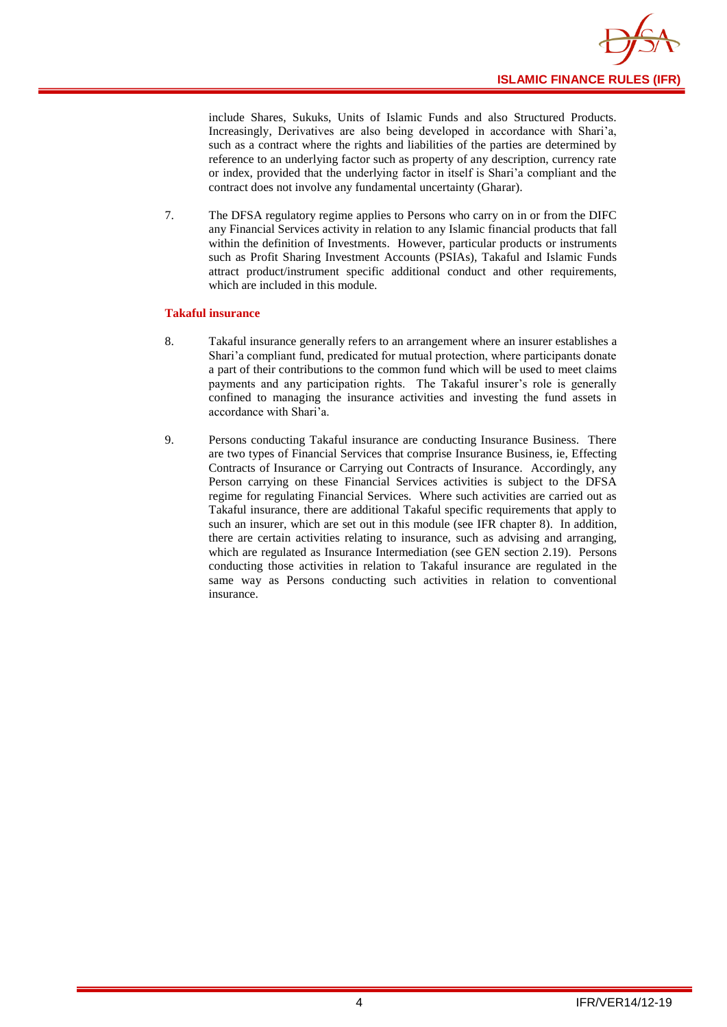include Shares, Sukuks, Units of Islamic Funds and also Structured Products. Increasingly, Derivatives are also being developed in accordance with Shari'a, such as a contract where the rights and liabilities of the parties are determined by reference to an underlying factor such as property of any description, currency rate or index, provided that the underlying factor in itself is Shari'a compliant and the contract does not involve any fundamental uncertainty (Gharar).

7. The DFSA regulatory regime applies to Persons who carry on in or from the DIFC any Financial Services activity in relation to any Islamic financial products that fall within the definition of Investments. However, particular products or instruments such as Profit Sharing Investment Accounts (PSIAs), Takaful and Islamic Funds attract product/instrument specific additional conduct and other requirements, which are included in this module.

**Takaful insurance**

8. Takaful insurance generally refers to an arrangement where an insurer establishes a Shari'a compliant fund, predicated for mutual protection, where participants donate a part of their contributions to the common fund which will be used to meet claims payments and any participation rights. The Takaful insurer's role is generally confined to managing the insurance activities and investing the fund assets in accordance with Shari'a.

9. Persons conducting Takaful insurance are conducting Insurance Business. There are two types of Financial Services that comprise Insurance Business, ie, Effecting Contracts of Insurance or Carrying out Contracts of Insurance. Accordingly, any Person carrying on these Financial Services activities is subject to the DFSA regime for regulating Financial Services. Where such activities are carried out as Takaful insurance, there are additional Takaful specific requirements that apply to such an insurer, which are set out in this module (see IFR chapter 8). In addition, there are certain activities relating to insurance, such as advising and arranging, which are regulated as Insurance Intermediation (see GEN section 2.19). Persons conducting those activities in relation to Takaful insurance are regulated in the same way as Persons conducting such activities in relation to conventional insurance.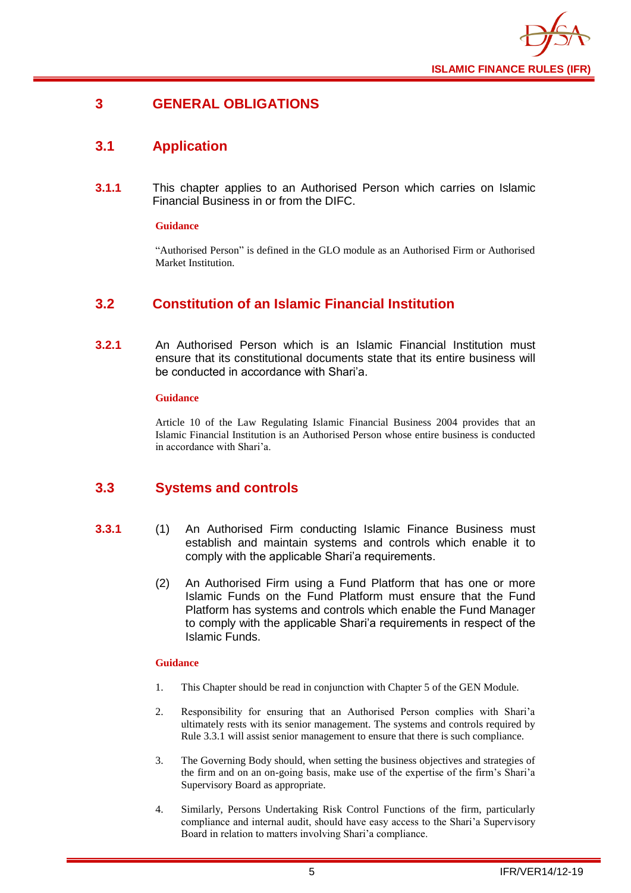# 3 GENERAL OBLIGATIONS

## 3.1 Application

**3.1.1** This chapter applies to an Authorised Person which carries on Islamic Financial Business in or from the DIFC.

**Guidance**

"Authorised Person" is defined in the GLO module as an Authorised Firm or Authorised Market Institution.

## 3.2 Constitution of an Islamic Financial Institution

**3.2.1** An Authorised Person which is an Islamic Financial Institution must ensure that its constitutional documents state that its entire business will be conducted in accordance with Shari'a.

**Guidance**

Article 10 of the Law Regulating Islamic Financial Business 2004 provides that an Islamic Financial Institution is an Authorised Person whose entire business is conducted in accordance with Shari'a.

## 3.3 Systems and controls

**3.3.1**

(1) An Authorised Firm conducting Islamic Finance Business must establish and maintain systems and controls which enable it to comply with the applicable Shari'a requirements.

(2) An Authorised Firm using a Fund Platform that has one or more Islamic Funds on the Fund Platform must ensure that the Fund Platform has systems and controls which enable the Fund Manager to comply with the applicable Shari'a requirements in respect of the Islamic Funds.

**Guidance**

1. This Chapter should be read in conjunction with Chapter 5 of the GEN Module.
2. Responsibility for ensuring that an Authorised Person complies with Shari'a ultimately rests with its senior management. The systems and controls required by Rule 3.3.1 will assist senior management to ensure that there is such compliance.
3. The Governing Body should, when setting the business objectives and strategies of the firm and on an on-going basis, make use of the expertise of the firm's Shari'a Supervisory Board as appropriate.
4. Similarly, Persons Undertaking Risk Control Functions of the firm, particularly compliance and internal audit, should have easy access to the Shari'a Supervisory Board in relation to matters involving Shari'a compliance.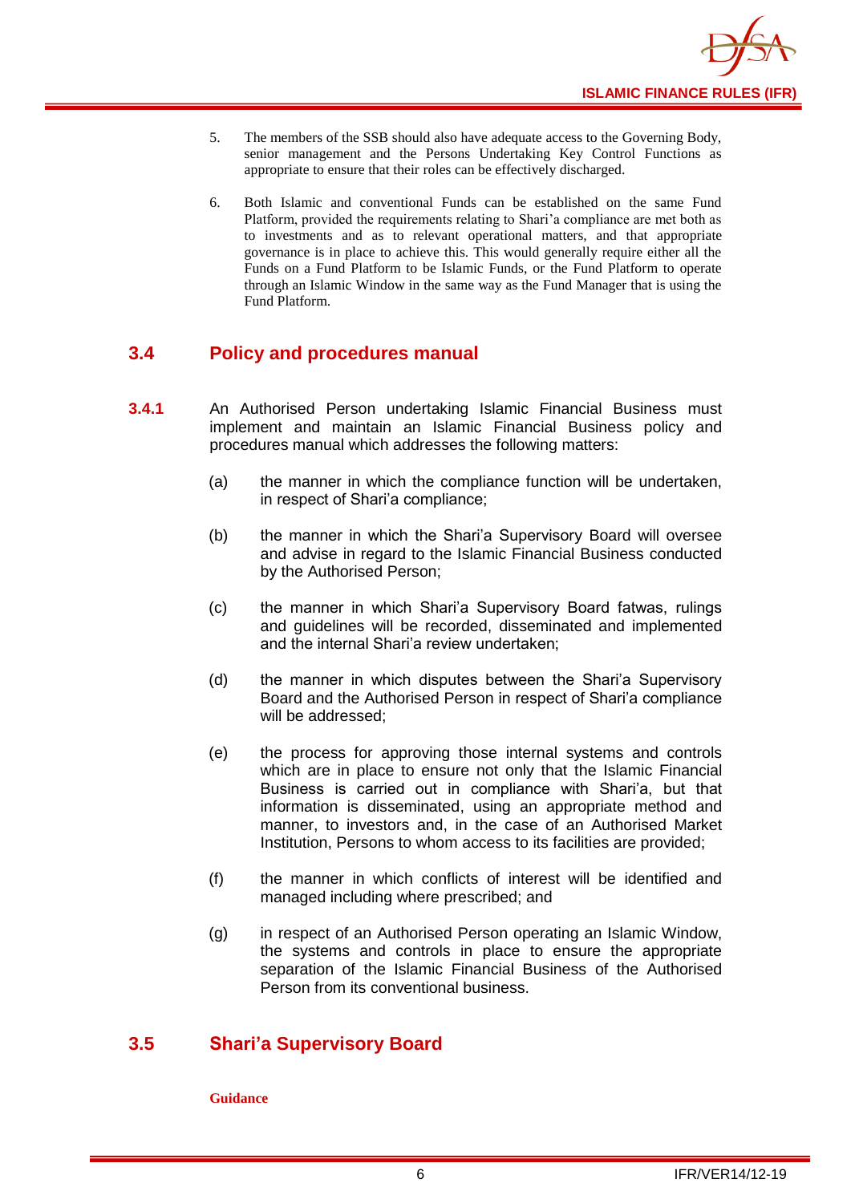5. The members of the SSB should also have adequate access to the Governing Body, senior management and the Persons Undertaking Key Control Functions as appropriate to ensure that their roles can be effectively discharged.

6. Both Islamic and conventional Funds can be established on the same Fund Platform, provided the requirements relating to Shari'a compliance are met both as to investments and as to relevant operational matters, and that appropriate governance is in place to achieve this. This would generally require either all the Funds on a Fund Platform to be Islamic Funds, or the Fund Platform to operate through an Islamic Window in the same way as the Fund Manager that is using the Fund Platform.

## 3.4 Policy and procedures manual

**3.4.1** An Authorised Person undertaking Islamic Financial Business must implement and maintain an Islamic Financial Business policy and procedures manual which addresses the following matters:

(a) the manner in which the compliance function will be undertaken, in respect of Shari'a compliance;

(b) the manner in which the Shari'a Supervisory Board will oversee and advise in regard to the Islamic Financial Business conducted by the Authorised Person;

(c) the manner in which Shari'a Supervisory Board fatwas, rulings and guidelines will be recorded, disseminated and implemented and the internal Shari'a review undertaken;

(d) the manner in which disputes between the Shari'a Supervisory Board and the Authorised Person in respect of Shari'a compliance will be addressed;

(e) the process for approving those internal systems and controls which are in place to ensure not only that the Islamic Financial Business is carried out in compliance with Shari'a, but that information is disseminated, using an appropriate method and manner, to investors and, in the case of an Authorised Market Institution, Persons to whom access to its facilities are provided;

(f) the manner in which conflicts of interest will be identified and managed including where prescribed; and

(g) in respect of an Authorised Person operating an Islamic Window, the systems and controls in place to ensure the appropriate separation of the Islamic Financial Business of the Authorised Person from its conventional business.

## 3.5 Shari'a Supervisory Board

**Guidance**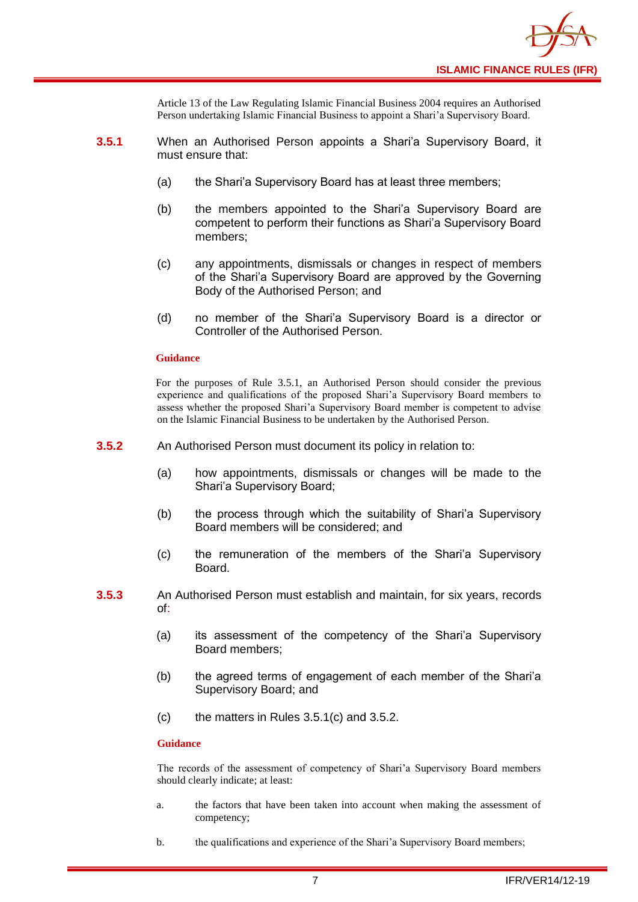Article 13 of the Law Regulating Islamic Financial Business 2004 requires an Authorised Person undertaking Islamic Financial Business to appoint a Shari'a Supervisory Board.

**3.5.1** When an Authorised Person appoints a Shari'a Supervisory Board, it must ensure that:

(a) the Shari'a Supervisory Board has at least three members;

(b) the members appointed to the Shari'a Supervisory Board are competent to perform their functions as Shari'a Supervisory Board members;

(c) any appointments, dismissals or changes in respect of members of the Shari'a Supervisory Board are approved by the Governing Body of the Authorised Person; and

(d) no member of the Shari'a Supervisory Board is a director or Controller of the Authorised Person.

**Guidance**

For the purposes of Rule 3.5.1, an Authorised Person should consider the previous experience and qualifications of the proposed Shari'a Supervisory Board members to assess whether the proposed Shari'a Supervisory Board member is competent to advise on the Islamic Financial Business to be undertaken by the Authorised Person.

**3.5.2** An Authorised Person must document its policy in relation to:

(a) how appointments, dismissals or changes will be made to the Shari'a Supervisory Board;

(b) the process through which the suitability of Shari'a Supervisory Board members will be considered; and

(c) the remuneration of the members of the Shari'a Supervisory Board.

**3.5.3** An Authorised Person must establish and maintain, for six years, records of:

(a) its assessment of the competency of the Shari'a Supervisory Board members;

(b) the agreed terms of engagement of each member of the Shari'a Supervisory Board; and

(c) the matters in Rules 3.5.1(c) and 3.5.2.

**Guidance**

The records of the assessment of competency of Shari'a Supervisory Board members should clearly indicate; at least:

a. the factors that have been taken into account when making the assessment of competency;

b. the qualifications and experience of the Shari'a Supervisory Board members;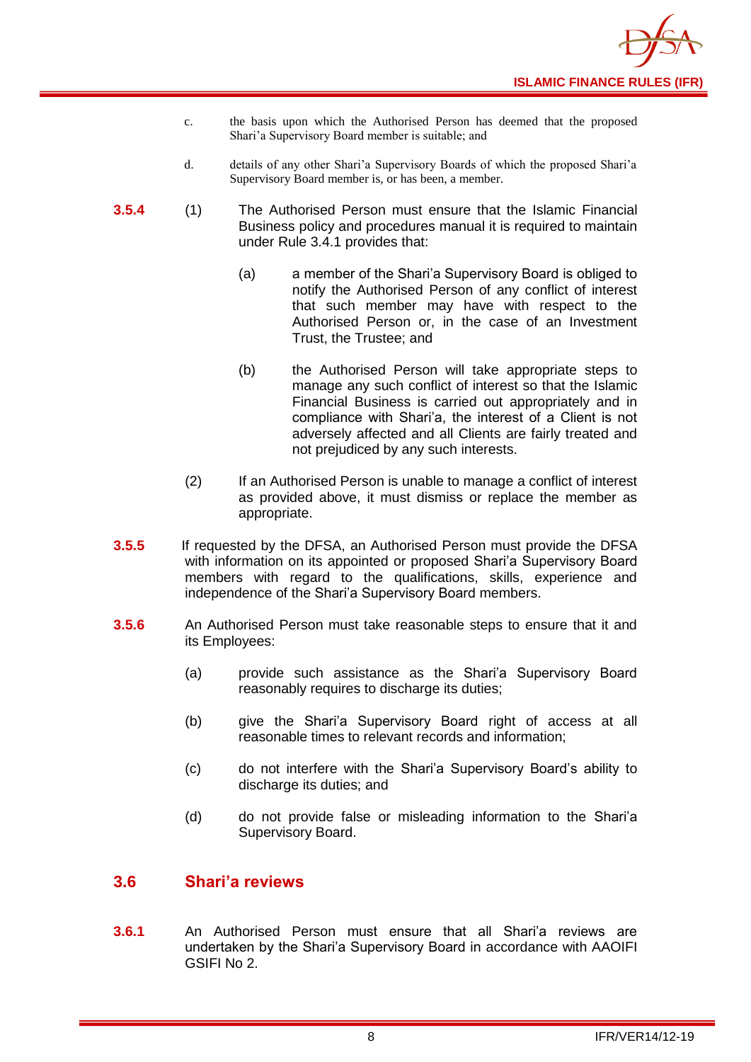c. the basis upon which the Authorised Person has deemed that the proposed Shari'a Supervisory Board member is suitable; and

d. details of any other Shari'a Supervisory Boards of which the proposed Shari'a Supervisory Board member is, or has been, a member.

**3.5.4** (1) The Authorised Person must ensure that the Islamic Financial Business policy and procedures manual it is required to maintain under Rule 3.4.1 provides that:

(a) a member of the Shari'a Supervisory Board is obliged to notify the Authorised Person of any conflict of interest that such member may have with respect to the Authorised Person or, in the case of an Investment Trust, the Trustee; and

(b) the Authorised Person will take appropriate steps to manage any such conflict of interest so that the Islamic Financial Business is carried out appropriately and in compliance with Shari'a, the interest of a Client is not adversely affected and all Clients are fairly treated and not prejudiced by any such interests.

(2) If an Authorised Person is unable to manage a conflict of interest as provided above, it must dismiss or replace the member as appropriate.

**3.5.5** If requested by the DFSA, an Authorised Person must provide the DFSA with information on its appointed or proposed Shari'a Supervisory Board members with regard to the qualifications, skills, experience and independence of the Shari'a Supervisory Board members.

**3.5.6** An Authorised Person must take reasonable steps to ensure that it and its Employees:

(a) provide such assistance as the Shari'a Supervisory Board reasonably requires to discharge its duties;

(b) give the Shari'a Supervisory Board right of access at all reasonable times to relevant records and information;

(c) do not interfere with the Shari'a Supervisory Board's ability to discharge its duties; and

(d) do not provide false or misleading information to the Shari'a Supervisory Board.

## 3.6 Shari'a reviews

**3.6.1** An Authorised Person must ensure that all Shari'a reviews are undertaken by the Shari'a Supervisory Board in accordance with AAOIFI GSIFI No 2.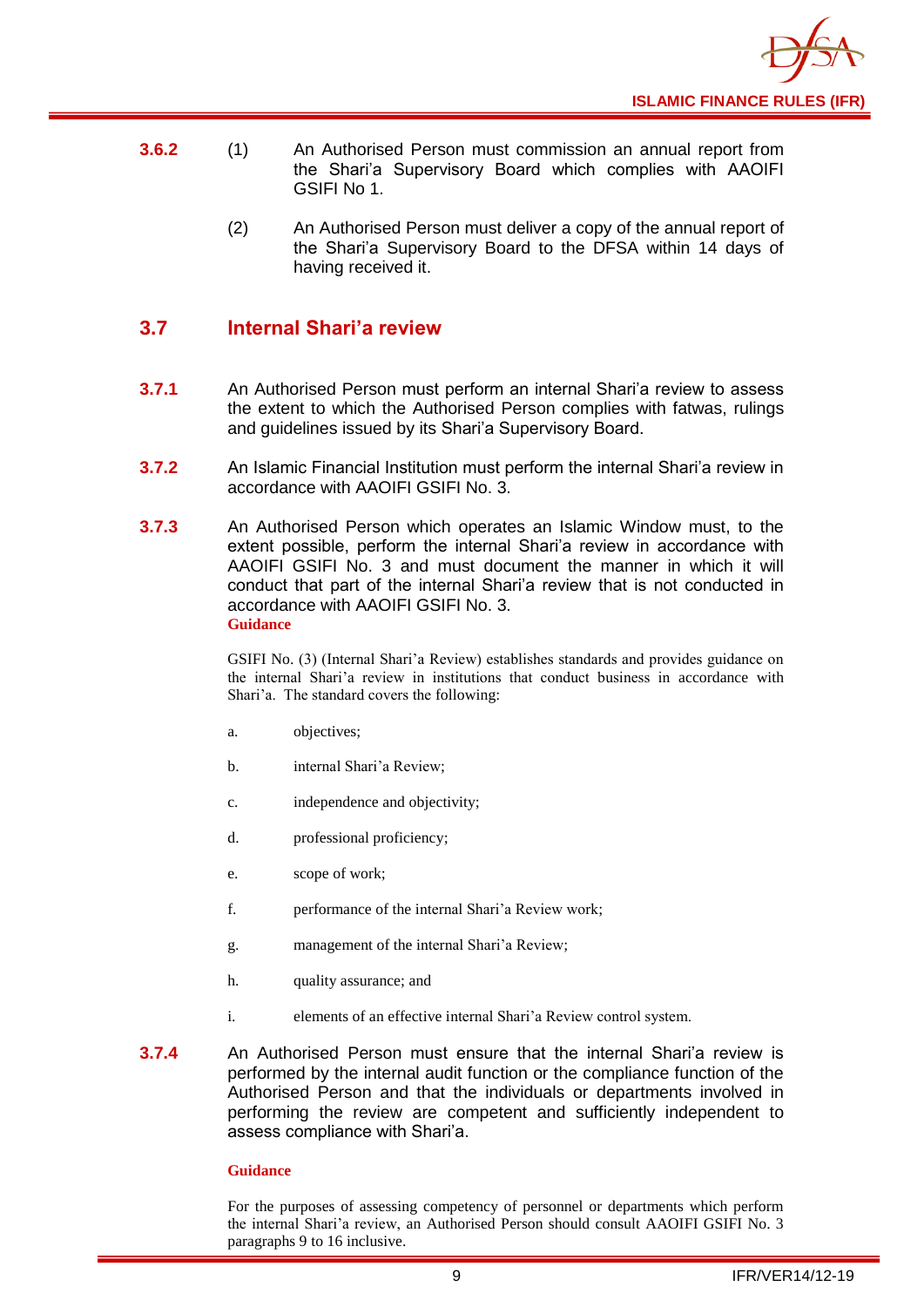**3.6.2** (1) An Authorised Person must commission an annual report from the Shari'a Supervisory Board which complies with AAOIFI GSIFI No 1.

(2) An Authorised Person must deliver a copy of the annual report of the Shari'a Supervisory Board to the DFSA within 14 days of having received it.

## 3.7 Internal Shari'a review

**3.7.1** An Authorised Person must perform an internal Shari'a review to assess the extent to which the Authorised Person complies with fatwas, rulings and guidelines issued by its Shari'a Supervisory Board.

**3.7.2** An Islamic Financial Institution must perform the internal Shari'a review in accordance with AAOIFI GSIFI No. 3.

**3.7.3** An Authorised Person which operates an Islamic Window must, to the extent possible, perform the internal Shari'a review in accordance with AAOIFI GSIFI No. 3 and must document the manner in which it will conduct that part of the internal Shari'a review that is not conducted in accordance with AAOIFI GSIFI No. 3.

**Guidance**

GSIFI No. (3) (Internal Shari'a Review) establishes standards and provides guidance on the internal Shari'a review in institutions that conduct business in accordance with Shari'a. The standard covers the following:

a. objectives;

b. internal Shari'a Review;

c. independence and objectivity;

d. professional proficiency;

e. scope of work;

f. performance of the internal Shari'a Review work;

g. management of the internal Shari'a Review;

h. quality assurance; and

i. elements of an effective internal Shari'a Review control system.

**3.7.4** An Authorised Person must ensure that the internal Shari'a review is performed by the internal audit function or the compliance function of the Authorised Person and that the individuals or departments involved in performing the review are competent and sufficiently independent to assess compliance with Shari'a.

**Guidance**

For the purposes of assessing competency of personnel or departments which perform the internal Shari'a review, an Authorised Person should consult AAOIFI GSIFI No. 3 paragraphs 9 to 16 inclusive.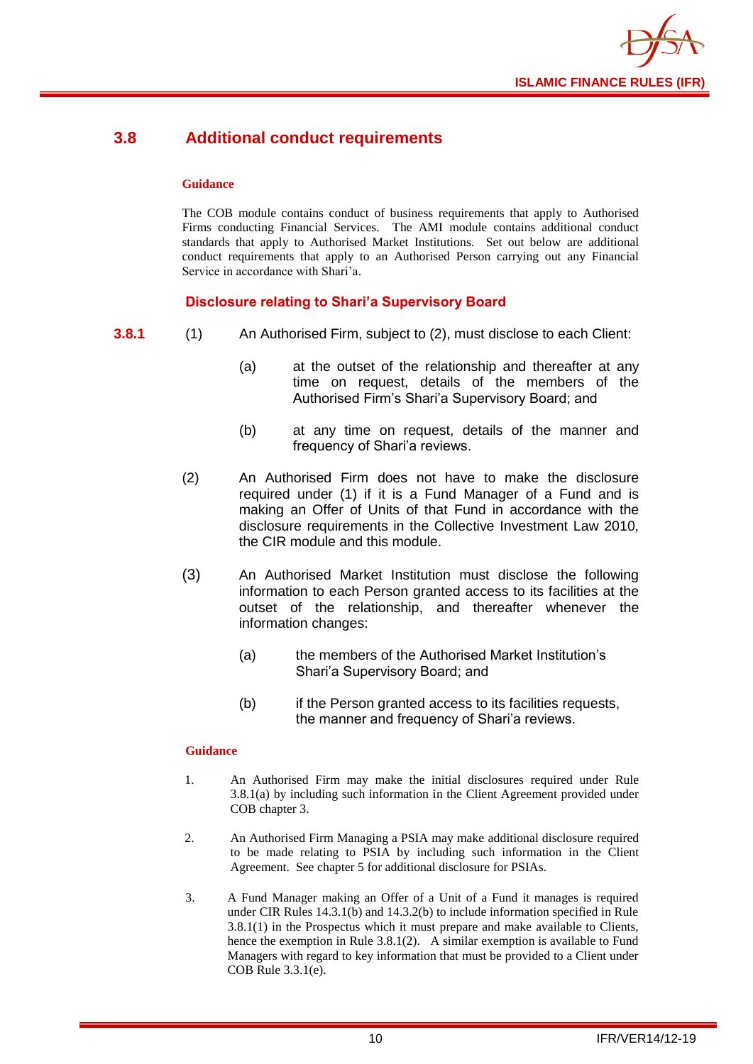## 3.8 Additional conduct requirements

**Guidance**

The COB module contains conduct of business requirements that apply to Authorised Firms conducting Financial Services. The AMI module contains additional conduct standards that apply to Authorised Market Institutions. Set out below are additional conduct requirements that apply to an Authorised Person carrying out any Financial Service in accordance with Shari'a.

### Disclosure relating to Shari'a Supervisory Board

**3.8.1** (1) An Authorised Firm, subject to (2), must disclose to each Client:

(a) at the outset of the relationship and thereafter at any time on request, details of the members of the Authorised Firm's Shari'a Supervisory Board; and

(b) at any time on request, details of the manner and frequency of Shari'a reviews.

(2) An Authorised Firm does not have to make the disclosure required under (1) if it is a Fund Manager of a Fund and is making an Offer of Units of that Fund in accordance with the disclosure requirements in the Collective Investment Law 2010, the CIR module and this module.

(3) An Authorised Market Institution must disclose the following information to each Person granted access to its facilities at the outset of the relationship, and thereafter whenever the information changes:

(a) the members of the Authorised Market Institution's Shari'a Supervisory Board; and

(b) if the Person granted access to its facilities requests, the manner and frequency of Shari'a reviews.

**Guidance**

1. An Authorised Firm may make the initial disclosures required under Rule 3.8.1(a) by including such information in the Client Agreement provided under COB chapter 3.

2. An Authorised Firm Managing a PSIA may make additional disclosure required to be made relating to PSIA by including such information in the Client Agreement. See chapter 5 for additional disclosure for PSIAs.

3. A Fund Manager making an Offer of a Unit of a Fund it manages is required under CIR Rules 14.3.1(b) and 14.3.2(b) to include information specified in Rule 3.8.1(1) in the Prospectus which it must prepare and make available to Clients, hence the exemption in Rule 3.8.1(2). A similar exemption is available to Fund Managers with regard to key information that must be provided to a Client under COB Rule 3.3.1(e).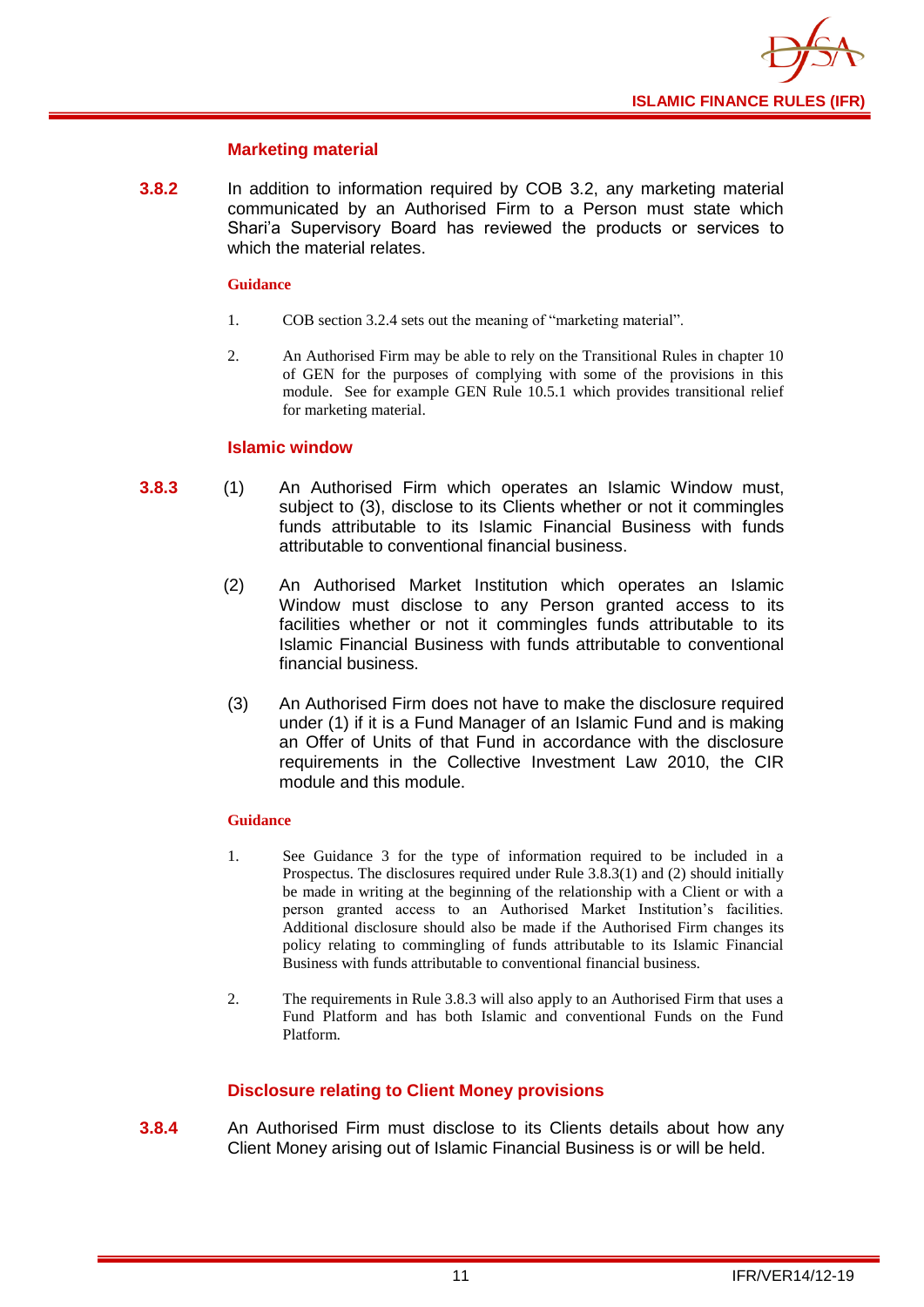### Marketing material

**3.8.2** In addition to information required by COB 3.2, any marketing material communicated by an Authorised Firm to a Person must state which Shari'a Supervisory Board has reviewed the products or services to which the material relates.

**Guidance**

1. COB section 3.2.4 sets out the meaning of "marketing material".
2. An Authorised Firm may be able to rely on the Transitional Rules in chapter 10 of GEN for the purposes of complying with some of the provisions in this module. See for example GEN Rule 10.5.1 which provides transitional relief for marketing material.

### Islamic window

**3.8.3** (1) An Authorised Firm which operates an Islamic Window must, subject to (3), disclose to its Clients whether or not it commingles funds attributable to its Islamic Financial Business with funds attributable to conventional financial business.

(2) An Authorised Market Institution which operates an Islamic Window must disclose to any Person granted access to its facilities whether or not it commingles funds attributable to its Islamic Financial Business with funds attributable to conventional financial business.

(3) An Authorised Firm does not have to make the disclosure required under (1) if it is a Fund Manager of an Islamic Fund and is making an Offer of Units of that Fund in accordance with the disclosure requirements in the Collective Investment Law 2010, the CIR module and this module.

**Guidance**

1. See Guidance 3 for the type of information required to be included in a Prospectus. The disclosures required under Rule 3.8.3(1) and (2) should initially be made in writing at the beginning of the relationship with a Client or with a person granted access to an Authorised Market Institution's facilities. Additional disclosure should also be made if the Authorised Firm changes its policy relating to commingling of funds attributable to its Islamic Financial Business with funds attributable to conventional financial business.
2. The requirements in Rule 3.8.3 will also apply to an Authorised Firm that uses a Fund Platform and has both Islamic and conventional Funds on the Fund Platform.

### Disclosure relating to Client Money provisions

**3.8.4** An Authorised Firm must disclose to its Clients details about how any Client Money arising out of Islamic Financial Business is or will be held.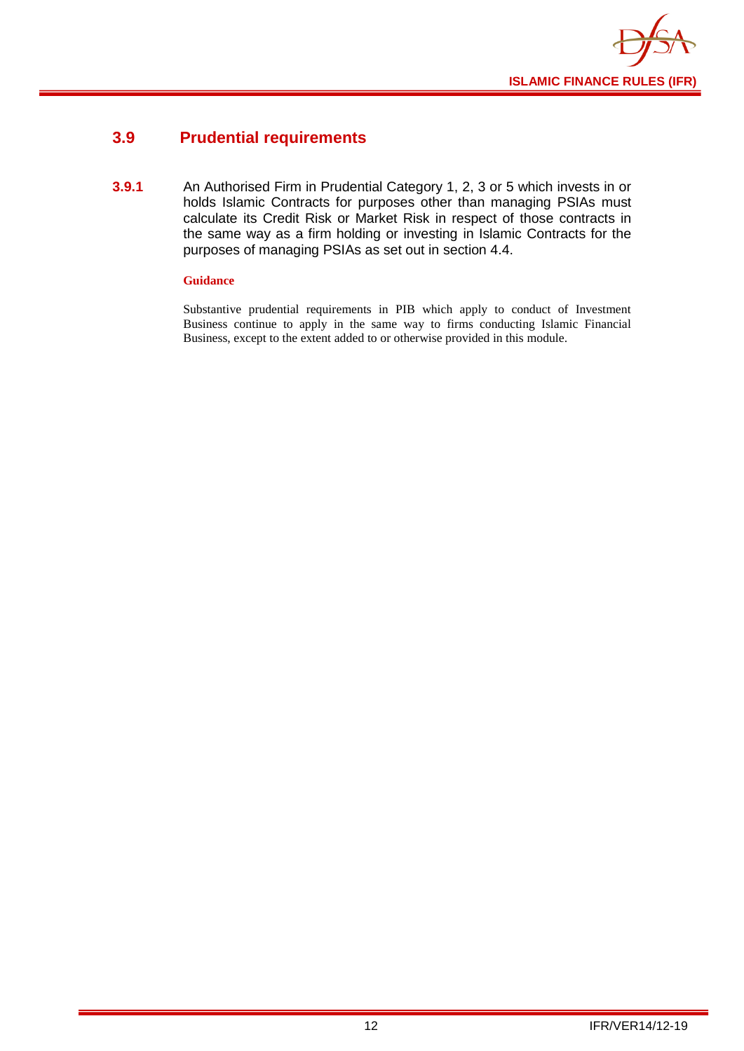## 3.9 Prudential requirements

**3.9.1** An Authorised Firm in Prudential Category 1, 2, 3 or 5 which invests in or holds Islamic Contracts for purposes other than managing PSIAs must calculate its Credit Risk or Market Risk in respect of those contracts in the same way as a firm holding or investing in Islamic Contracts for the purposes of managing PSIAs as set out in section 4.4.

**Guidance**

Substantive prudential requirements in PIB which apply to conduct of Investment Business continue to apply in the same way to firms conducting Islamic Financial Business, except to the extent added to or otherwise provided in this module.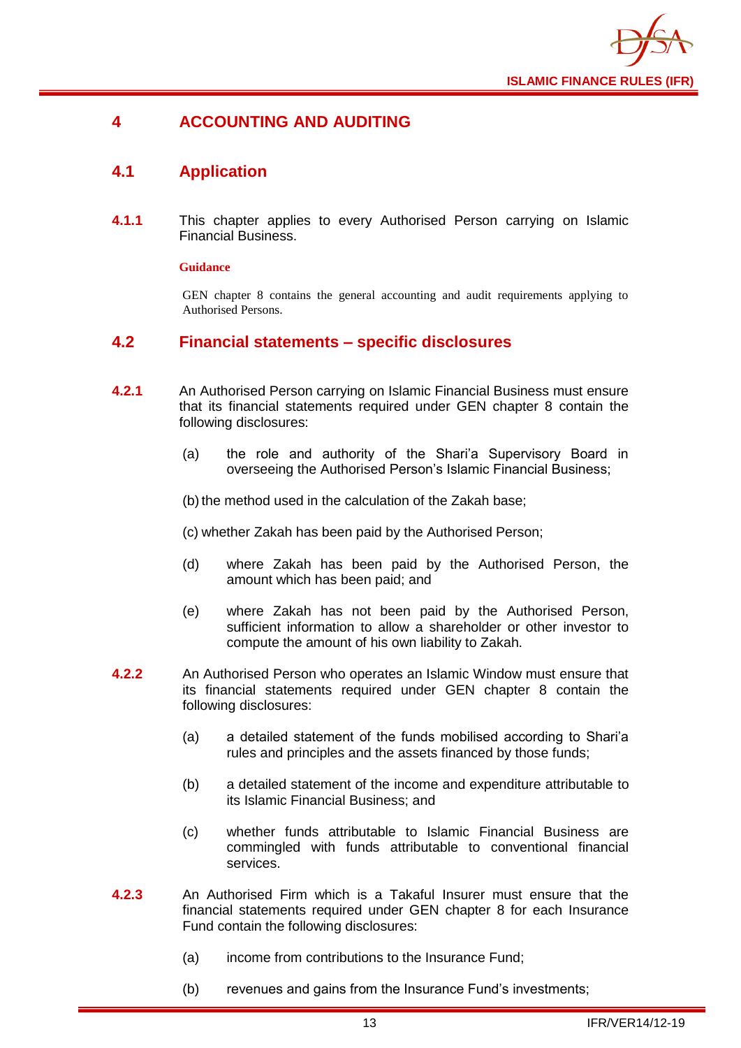# 4 ACCOUNTING AND AUDITING

## 4.1 Application

**4.1.1** This chapter applies to every Authorised Person carrying on Islamic Financial Business.

**Guidance**

GEN chapter 8 contains the general accounting and audit requirements applying to Authorised Persons.

## 4.2 Financial statements – specific disclosures

**4.2.1** An Authorised Person carrying on Islamic Financial Business must ensure that its financial statements required under GEN chapter 8 contain the following disclosures:

(a) the role and authority of the Shari'a Supervisory Board in overseeing the Authorised Person's Islamic Financial Business;

(b) the method used in the calculation of the Zakah base;

(c) whether Zakah has been paid by the Authorised Person;

(d) where Zakah has been paid by the Authorised Person, the amount which has been paid; and

(e) where Zakah has not been paid by the Authorised Person, sufficient information to allow a shareholder or other investor to compute the amount of his own liability to Zakah.

**4.2.2** An Authorised Person who operates an Islamic Window must ensure that its financial statements required under GEN chapter 8 contain the following disclosures:

(a) a detailed statement of the funds mobilised according to Shari'a rules and principles and the assets financed by those funds;

(b) a detailed statement of the income and expenditure attributable to its Islamic Financial Business; and

(c) whether funds attributable to Islamic Financial Business are commingled with funds attributable to conventional financial services.

**4.2.3** An Authorised Firm which is a Takaful Insurer must ensure that the financial statements required under GEN chapter 8 for each Insurance Fund contain the following disclosures:

(a) income from contributions to the Insurance Fund;

(b) revenues and gains from the Insurance Fund's investments;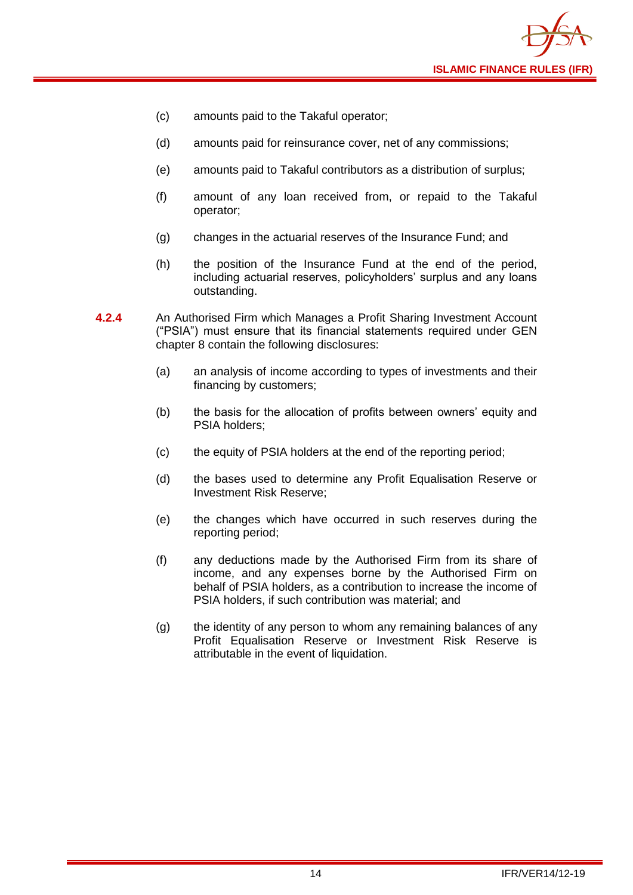(c) amounts paid to the Takaful operator;

(d) amounts paid for reinsurance cover, net of any commissions;

(e) amounts paid to Takaful contributors as a distribution of surplus;

(f) amount of any loan received from, or repaid to the Takaful operator;

(g) changes in the actuarial reserves of the Insurance Fund; and

(h) the position of the Insurance Fund at the end of the period, including actuarial reserves, policyholders' surplus and any loans outstanding.

**4.2.4** An Authorised Firm which Manages a Profit Sharing Investment Account ("PSIA") must ensure that its financial statements required under GEN chapter 8 contain the following disclosures:

(a) an analysis of income according to types of investments and their financing by customers;

(b) the basis for the allocation of profits between owners' equity and PSIA holders;

(c) the equity of PSIA holders at the end of the reporting period;

(d) the bases used to determine any Profit Equalisation Reserve or Investment Risk Reserve;

(e) the changes which have occurred in such reserves during the reporting period;

(f) any deductions made by the Authorised Firm from its share of income, and any expenses borne by the Authorised Firm on behalf of PSIA holders, as a contribution to increase the income of PSIA holders, if such contribution was material; and

(g) the identity of any person to whom any remaining balances of any Profit Equalisation Reserve or Investment Risk Reserve is attributable in the event of liquidation.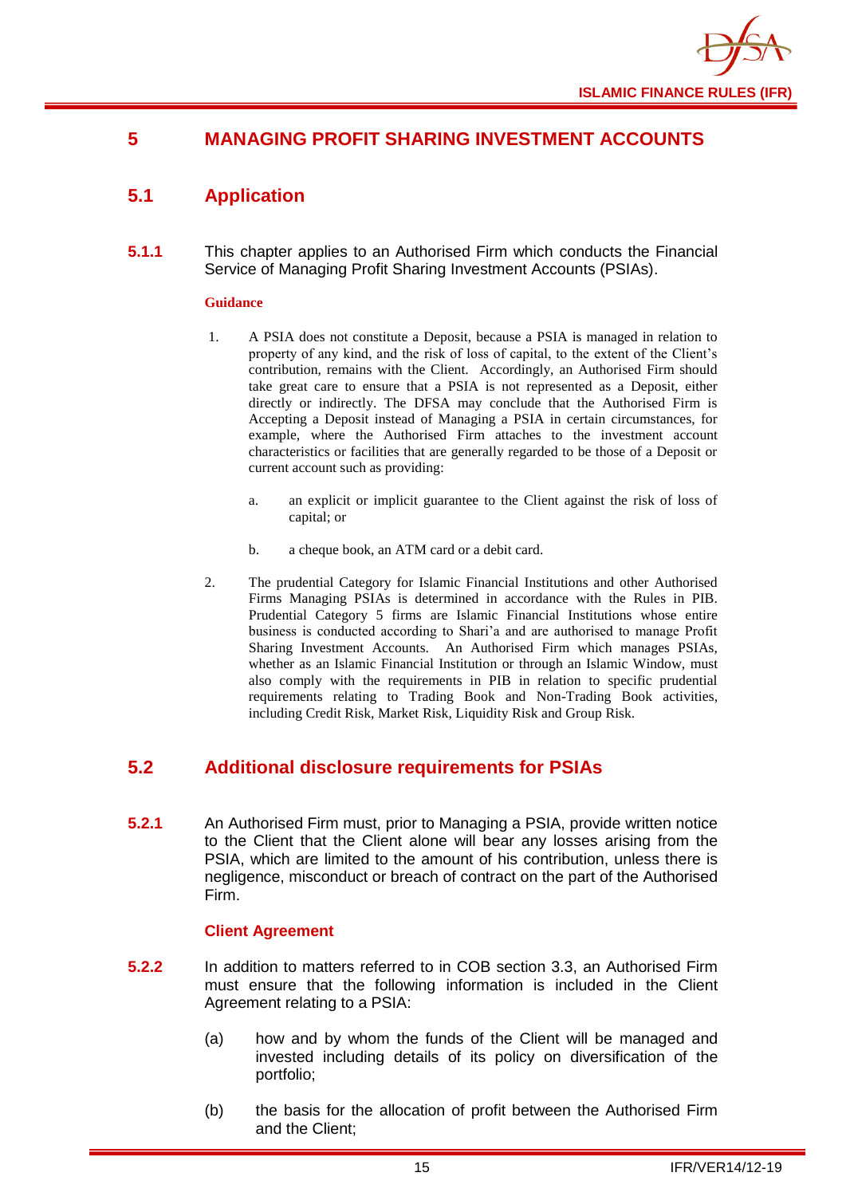# 5 MANAGING PROFIT SHARING INVESTMENT ACCOUNTS

## 5.1 Application

**5.1.1** This chapter applies to an Authorised Firm which conducts the Financial Service of Managing Profit Sharing Investment Accounts (PSIAs).

**Guidance**

1. A PSIA does not constitute a Deposit, because a PSIA is managed in relation to property of any kind, and the risk of loss of capital, to the extent of the Client's contribution, remains with the Client. Accordingly, an Authorised Firm should take great care to ensure that a PSIA is not represented as a Deposit, either directly or indirectly. The DFSA may conclude that the Authorised Firm is Accepting a Deposit instead of Managing a PSIA in certain circumstances, for example, where the Authorised Firm attaches to the investment account characteristics or facilities that are generally regarded to be those of a Deposit or current account such as providing:

   a. an explicit or implicit guarantee to the Client against the risk of loss of capital; or

   b. a cheque book, an ATM card or a debit card.

2. The prudential Category for Islamic Financial Institutions and other Authorised Firms Managing PSIAs is determined in accordance with the Rules in PIB. Prudential Category 5 firms are Islamic Financial Institutions whose entire business is conducted according to Shari'a and are authorised to manage Profit Sharing Investment Accounts. An Authorised Firm which manages PSIAs, whether as an Islamic Financial Institution or through an Islamic Window, must also comply with the requirements in PIB in relation to specific prudential requirements relating to Trading Book and Non-Trading Book activities, including Credit Risk, Market Risk, Liquidity Risk and Group Risk.

## 5.2 Additional disclosure requirements for PSIAs

**5.2.1** An Authorised Firm must, prior to Managing a PSIA, provide written notice to the Client that the Client alone will bear any losses arising from the PSIA, which are limited to the amount of his contribution, unless there is negligence, misconduct or breach of contract on the part of the Authorised Firm.

### Client Agreement

**5.2.2** In addition to matters referred to in COB section 3.3, an Authorised Firm must ensure that the following information is included in the Client Agreement relating to a PSIA:

(a) how and by whom the funds of the Client will be managed and invested including details of its policy on diversification of the portfolio;

(b) the basis for the allocation of profit between the Authorised Firm and the Client;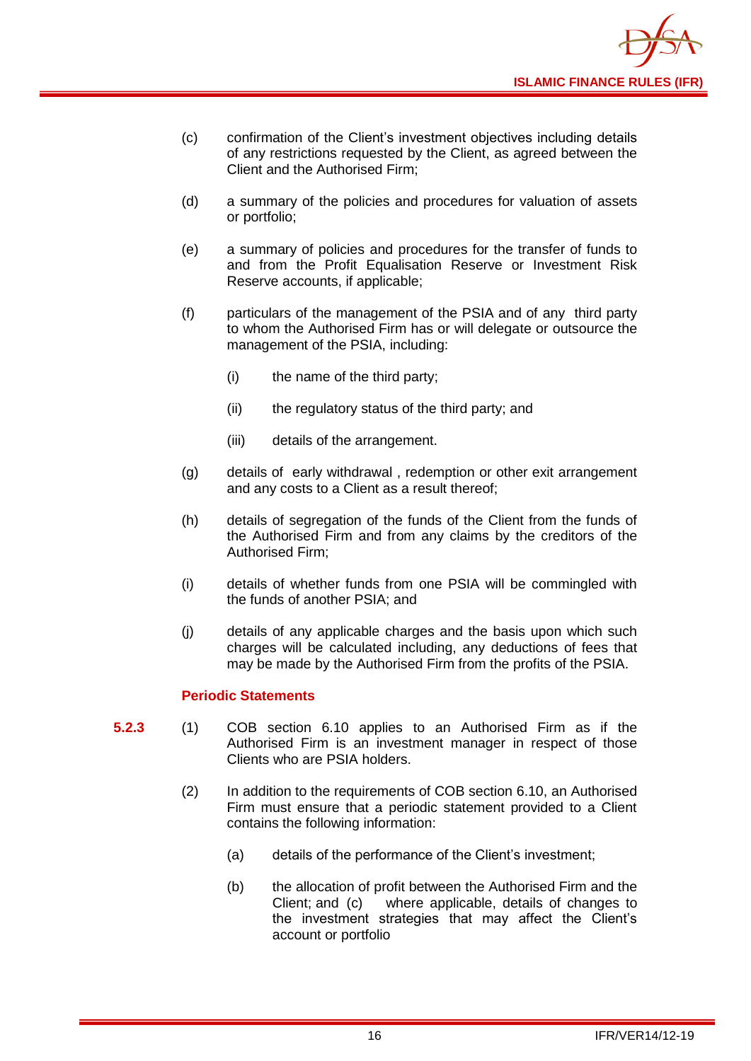(c) confirmation of the Client's investment objectives including details of any restrictions requested by the Client, as agreed between the Client and the Authorised Firm;

(d) a summary of the policies and procedures for valuation of assets or portfolio;

(e) a summary of policies and procedures for the transfer of funds to and from the Profit Equalisation Reserve or Investment Risk Reserve accounts, if applicable;

(f) particulars of the management of the PSIA and of any third party to whom the Authorised Firm has or will delegate or outsource the management of the PSIA, including:

   (i) the name of the third party;

   (ii) the regulatory status of the third party; and

   (iii) details of the arrangement.

(g) details of early withdrawal , redemption or other exit arrangement and any costs to a Client as a result thereof;

(h) details of segregation of the funds of the Client from the funds of the Authorised Firm and from any claims by the creditors of the Authorised Firm;

(i) details of whether funds from one PSIA will be commingled with the funds of another PSIA; and

(j) details of any applicable charges and the basis upon which such charges will be calculated including, any deductions of fees that may be made by the Authorised Firm from the profits of the PSIA.

### Periodic Statements

**5.2.3** (1) COB section 6.10 applies to an Authorised Firm as if the Authorised Firm is an investment manager in respect of those Clients who are PSIA holders.

(2) In addition to the requirements of COB section 6.10, an Authorised Firm must ensure that a periodic statement provided to a Client contains the following information:

   (a) details of the performance of the Client's investment;

   (b) the allocation of profit between the Authorised Firm and the Client; and (c) where applicable, details of changes to the investment strategies that may affect the Client's account or portfolio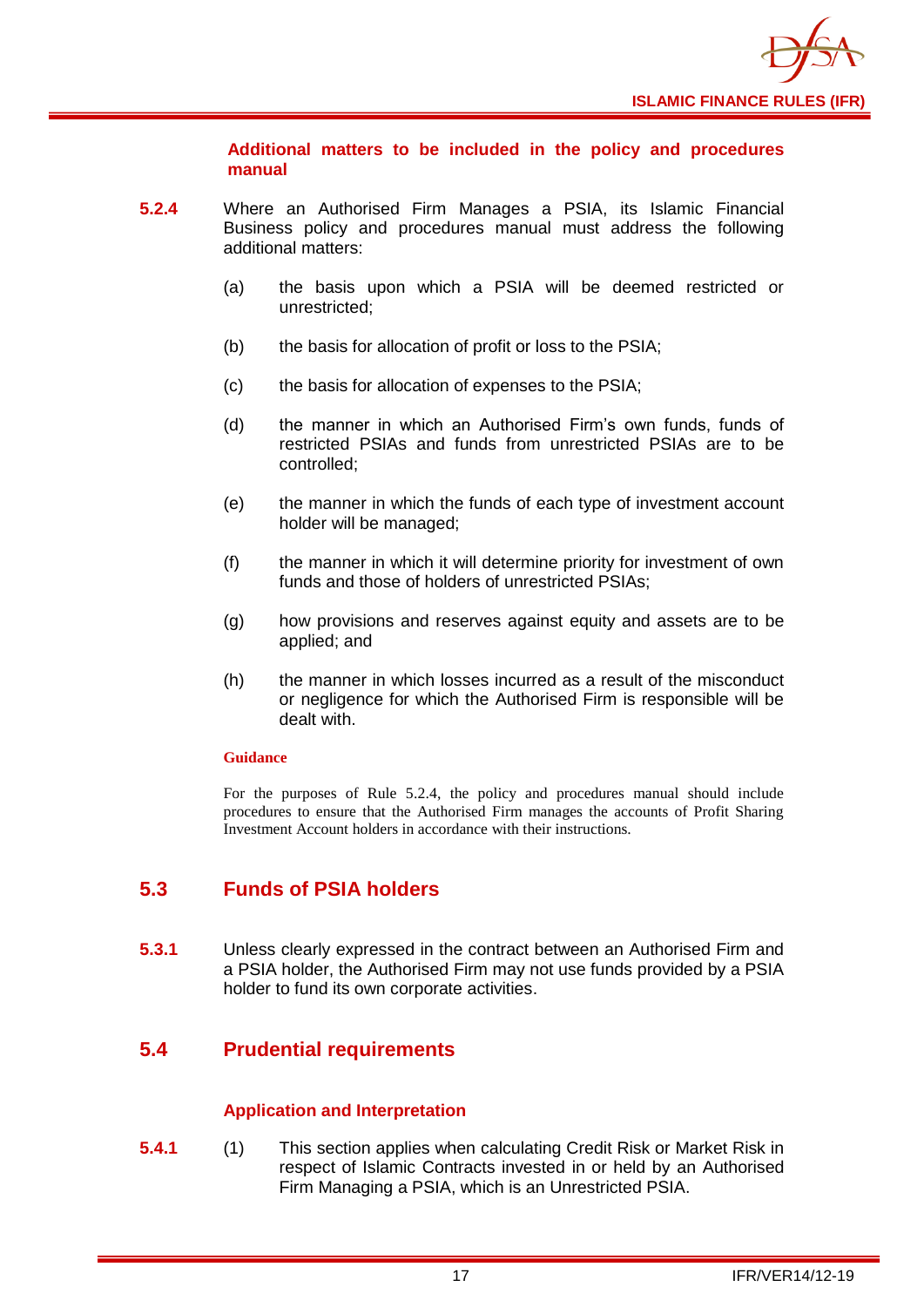#### Additional matters to be included in the policy and procedures manual

**5.2.4** Where an Authorised Firm Manages a PSIA, its Islamic Financial Business policy and procedures manual must address the following additional matters:

(a) the basis upon which a PSIA will be deemed restricted or unrestricted;

(b) the basis for allocation of profit or loss to the PSIA;

(c) the basis for allocation of expenses to the PSIA;

(d) the manner in which an Authorised Firm's own funds, funds of restricted PSIAs and funds from unrestricted PSIAs are to be controlled;

(e) the manner in which the funds of each type of investment account holder will be managed;

(f) the manner in which it will determine priority for investment of own funds and those of holders of unrestricted PSIAs;

(g) how provisions and reserves against equity and assets are to be applied; and

(h) the manner in which losses incurred as a result of the misconduct or negligence for which the Authorised Firm is responsible will be dealt with.

**Guidance**

For the purposes of Rule 5.2.4, the policy and procedures manual should include procedures to ensure that the Authorised Firm manages the accounts of Profit Sharing Investment Account holders in accordance with their instructions.

## 5.3 Funds of PSIA holders

**5.3.1** Unless clearly expressed in the contract between an Authorised Firm and a PSIA holder, the Authorised Firm may not use funds provided by a PSIA holder to fund its own corporate activities.

## 5.4 Prudential requirements

#### Application and Interpretation

**5.4.1** (1) This section applies when calculating Credit Risk or Market Risk in respect of Islamic Contracts invested in or held by an Authorised Firm Managing a PSIA, which is an Unrestricted PSIA.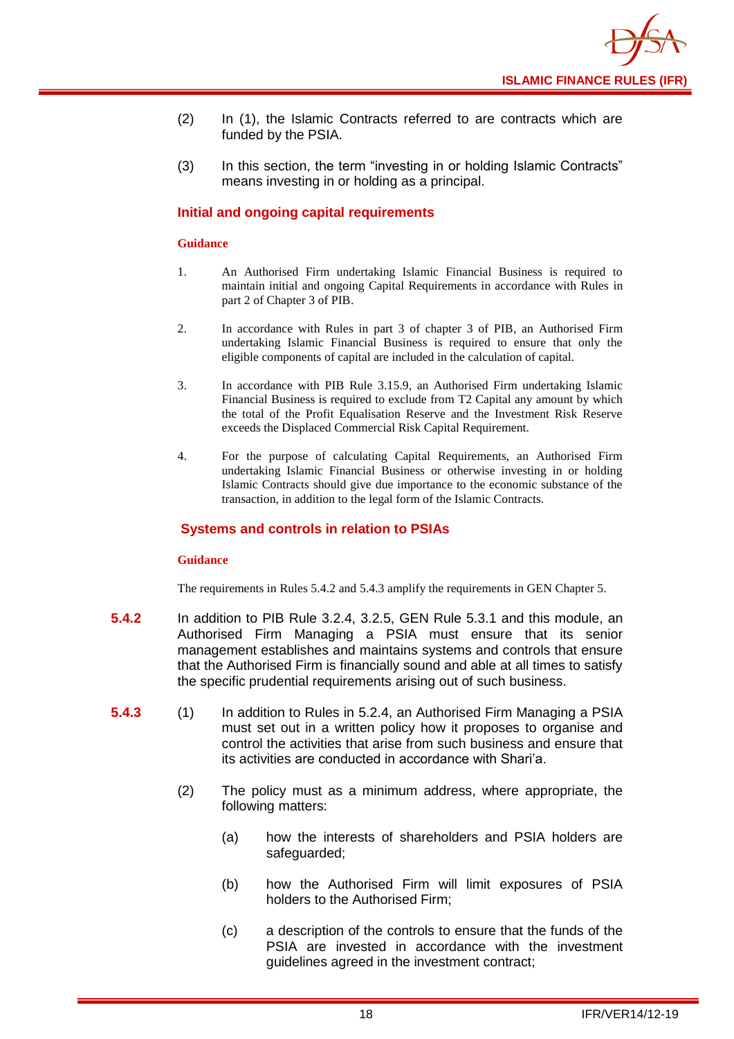(2) In (1), the Islamic Contracts referred to are contracts which are funded by the PSIA.

(3) In this section, the term "investing in or holding Islamic Contracts" means investing in or holding as a principal.

### Initial and ongoing capital requirements

**Guidance**

1. An Authorised Firm undertaking Islamic Financial Business is required to maintain initial and ongoing Capital Requirements in accordance with Rules in part 2 of Chapter 3 of PIB.

2. In accordance with Rules in part 3 of chapter 3 of PIB, an Authorised Firm undertaking Islamic Financial Business is required to ensure that only the eligible components of capital are included in the calculation of capital.

3. In accordance with PIB Rule 3.15.9, an Authorised Firm undertaking Islamic Financial Business is required to exclude from T2 Capital any amount by which the total of the Profit Equalisation Reserve and the Investment Risk Reserve exceeds the Displaced Commercial Risk Capital Requirement.

4. For the purpose of calculating Capital Requirements, an Authorised Firm undertaking Islamic Financial Business or otherwise investing in or holding Islamic Contracts should give due importance to the economic substance of the transaction, in addition to the legal form of the Islamic Contracts.

### Systems and controls in relation to PSIAs

**Guidance**

The requirements in Rules 5.4.2 and 5.4.3 amplify the requirements in GEN Chapter 5.

**5.4.2** In addition to PIB Rule 3.2.4, 3.2.5, GEN Rule 5.3.1 and this module, an Authorised Firm Managing a PSIA must ensure that its senior management establishes and maintains systems and controls that ensure that the Authorised Firm is financially sound and able at all times to satisfy the specific prudential requirements arising out of such business.

**5.4.3** (1) In addition to Rules in 5.2.4, an Authorised Firm Managing a PSIA must set out in a written policy how it proposes to organise and control the activities that arise from such business and ensure that its activities are conducted in accordance with Shari'a.

(2) The policy must as a minimum address, where appropriate, the following matters:

(a) how the interests of shareholders and PSIA holders are safeguarded;

(b) how the Authorised Firm will limit exposures of PSIA holders to the Authorised Firm;

(c) a description of the controls to ensure that the funds of the PSIA are invested in accordance with the investment guidelines agreed in the investment contract;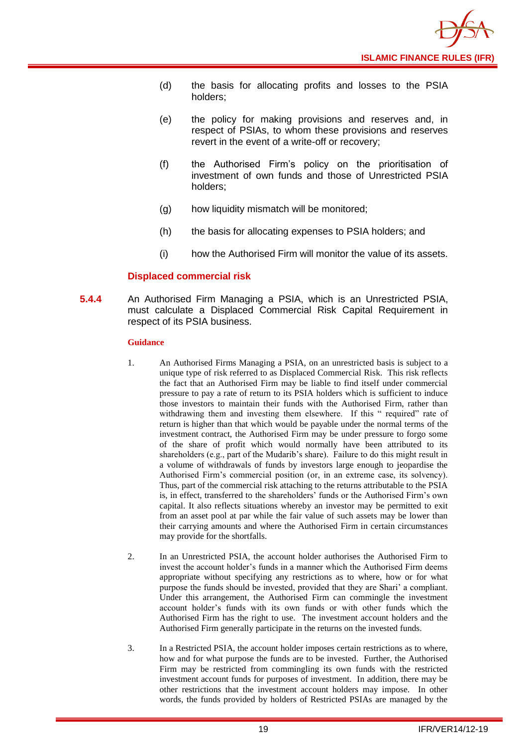(d) the basis for allocating profits and losses to the PSIA holders;

(e) the policy for making provisions and reserves and, in respect of PSIAs, to whom these provisions and reserves revert in the event of a write-off or recovery;

(f) the Authorised Firm's policy on the prioritisation of investment of own funds and those of Unrestricted PSIA holders;

(g) how liquidity mismatch will be monitored;

(h) the basis for allocating expenses to PSIA holders; and

(i) how the Authorised Firm will monitor the value of its assets.

### Displaced commercial risk

**5.4.4** An Authorised Firm Managing a PSIA, which is an Unrestricted PSIA, must calculate a Displaced Commercial Risk Capital Requirement in respect of its PSIA business.

**Guidance**

1. An Authorised Firms Managing a PSIA, on an unrestricted basis is subject to a unique type of risk referred to as Displaced Commercial Risk. This risk reflects the fact that an Authorised Firm may be liable to find itself under commercial pressure to pay a rate of return to its PSIA holders which is sufficient to induce those investors to maintain their funds with the Authorised Firm, rather than withdrawing them and investing them elsewhere. If this " required" rate of return is higher than that which would be payable under the normal terms of the investment contract, the Authorised Firm may be under pressure to forgo some of the share of profit which would normally have been attributed to its shareholders (e.g., part of the Mudarib's share). Failure to do this might result in a volume of withdrawals of funds by investors large enough to jeopardise the Authorised Firm's commercial position (or, in an extreme case, its solvency). Thus, part of the commercial risk attaching to the returns attributable to the PSIA is, in effect, transferred to the shareholders' funds or the Authorised Firm's own capital. It also reflects situations whereby an investor may be permitted to exit from an asset pool at par while the fair value of such assets may be lower than their carrying amounts and where the Authorised Firm in certain circumstances may provide for the shortfalls.

2. In an Unrestricted PSIA, the account holder authorises the Authorised Firm to invest the account holder's funds in a manner which the Authorised Firm deems appropriate without specifying any restrictions as to where, how or for what purpose the funds should be invested, provided that they are Shari' a compliant. Under this arrangement, the Authorised Firm can commingle the investment account holder's funds with its own funds or with other funds which the Authorised Firm has the right to use. The investment account holders and the Authorised Firm generally participate in the returns on the invested funds.

3. In a Restricted PSIA, the account holder imposes certain restrictions as to where, how and for what purpose the funds are to be invested. Further, the Authorised Firm may be restricted from commingling its own funds with the restricted investment account funds for purposes of investment. In addition, there may be other restrictions that the investment account holders may impose. In other words, the funds provided by holders of Restricted PSIAs are managed by the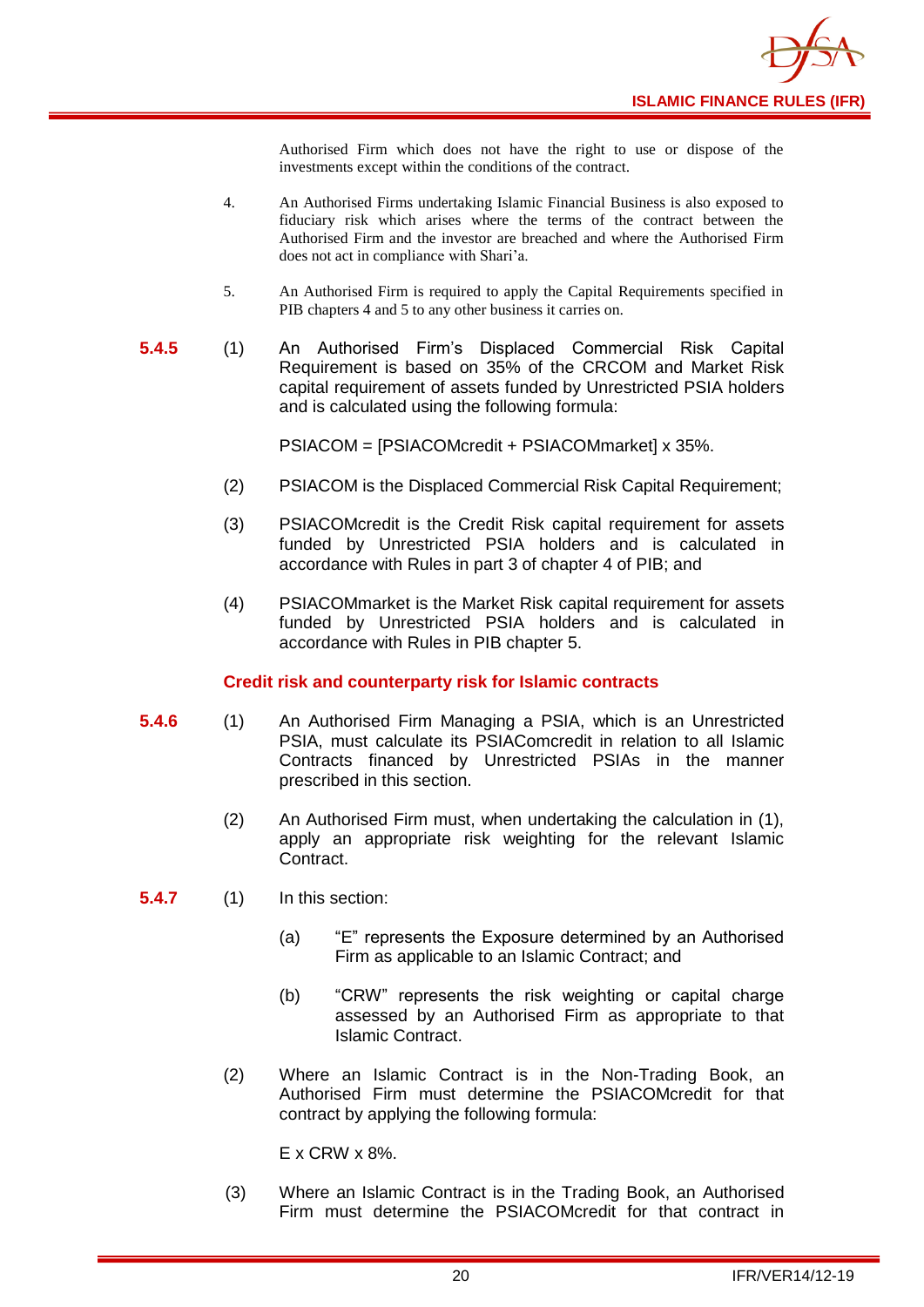Authorised Firm which does not have the right to use or dispose of the investments except within the conditions of the contract.

4. An Authorised Firms undertaking Islamic Financial Business is also exposed to fiduciary risk which arises where the terms of the contract between the Authorised Firm and the investor are breached and where the Authorised Firm does not act in compliance with Shari'a.

5. An Authorised Firm is required to apply the Capital Requirements specified in PIB chapters 4 and 5 to any other business it carries on.

**5.4.5** (1) An Authorised Firm's Displaced Commercial Risk Capital Requirement is based on 35% of the CRCOM and Market Risk capital requirement of assets funded by Unrestricted PSIA holders and is calculated using the following formula:

PSIACOM = [PSIACOMcredit + PSIACOMmarket] x 35%.

(2) PSIACOM is the Displaced Commercial Risk Capital Requirement;

(3) PSIACOMcredit is the Credit Risk capital requirement for assets funded by Unrestricted PSIA holders and is calculated in accordance with Rules in part 3 of chapter 4 of PIB; and

(4) PSIACOMmarket is the Market Risk capital requirement for assets funded by Unrestricted PSIA holders and is calculated in accordance with Rules in PIB chapter 5.

### Credit risk and counterparty risk for Islamic contracts

**5.4.6** (1) An Authorised Firm Managing a PSIA, which is an Unrestricted PSIA, must calculate its PSIAComcredit in relation to all Islamic Contracts financed by Unrestricted PSIAs in the manner prescribed in this section.

(2) An Authorised Firm must, when undertaking the calculation in (1), apply an appropriate risk weighting for the relevant Islamic Contract.

**5.4.7** (1) In this section:

(a) "E" represents the Exposure determined by an Authorised Firm as applicable to an Islamic Contract; and

(b) "CRW" represents the risk weighting or capital charge assessed by an Authorised Firm as appropriate to that Islamic Contract.

(2) Where an Islamic Contract is in the Non-Trading Book, an Authorised Firm must determine the PSIACOMcredit for that contract by applying the following formula:

E x CRW x 8%.

(3) Where an Islamic Contract is in the Trading Book, an Authorised Firm must determine the PSIACOMcredit for that contract in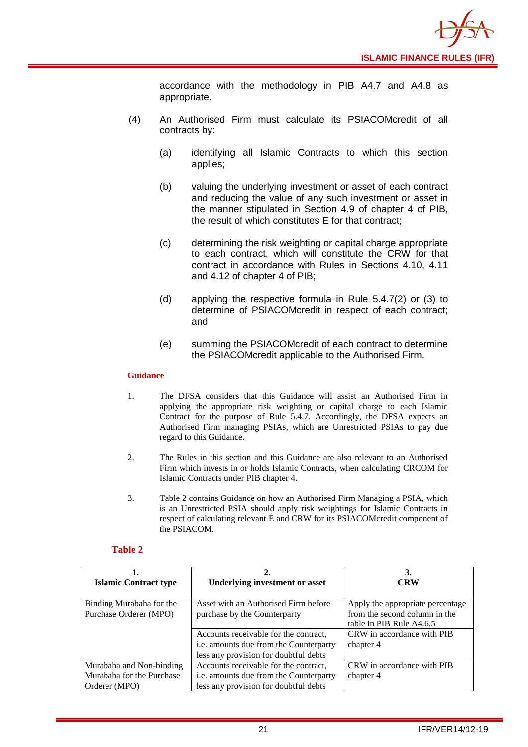accordance with the methodology in PIB A4.7 and A4.8 as appropriate.

(4) An Authorised Firm must calculate its PSIACOMcredit of all contracts by:

(a) identifying all Islamic Contracts to which this section applies;

(b) valuing the underlying investment or asset of each contract and reducing the value of any such investment or asset in the manner stipulated in Section 4.9 of chapter 4 of PIB, the result of which constitutes E for that contract;

(c) determining the risk weighting or capital charge appropriate to each contract, which will constitute the CRW for that contract in accordance with Rules in Sections 4.10, 4.11 and 4.12 of chapter 4 of PIB;

(d) applying the respective formula in Rule 5.4.7(2) or (3) to determine of PSIACOMcredit in respect of each contract; and

(e) summing the PSIACOMcredit of each contract to determine the PSIACOMcredit applicable to the Authorised Firm.

**Guidance**

1. The DFSA considers that this Guidance will assist an Authorised Firm in applying the appropriate risk weighting or capital charge to each Islamic Contract for the purpose of Rule 5.4.7. Accordingly, the DFSA expects an Authorised Firm managing PSIAs, which are Unrestricted PSIAs to pay due regard to this Guidance.

2. The Rules in this section and this Guidance are also relevant to an Authorised Firm which invests in or holds Islamic Contracts, when calculating CRCOM for Islamic Contracts under PIB chapter 4.

3. Table 2 contains Guidance on how an Authorised Firm Managing a PSIA, which is an Unrestricted PSIA should apply risk weightings for Islamic Contracts in respect of calculating relevant E and CRW for its PSIACOMcredit component of the PSIACOM.

**Table 2**

| 1. Islamic Contract type | 2. Underlying investment or asset | 3. CRW |
|---|---|---|
| Binding Murabaha for the Purchase Orderer (MPO) | Asset with an Authorised Firm before purchase by the Counterparty | Apply the appropriate percentage from the second column in the table in PIB Rule A4.6.5 |
| | Accounts receivable for the contract, i.e. amounts due from the Counterparty less any provision for doubtful debts | CRW in accordance with PIB chapter 4 |
| Murabaha and Non-binding Murabaha for the Purchase Orderer (MPO) | Accounts receivable for the contract, i.e. amounts due from the Counterparty less any provision for doubtful debts | CRW in accordance with PIB chapter 4 |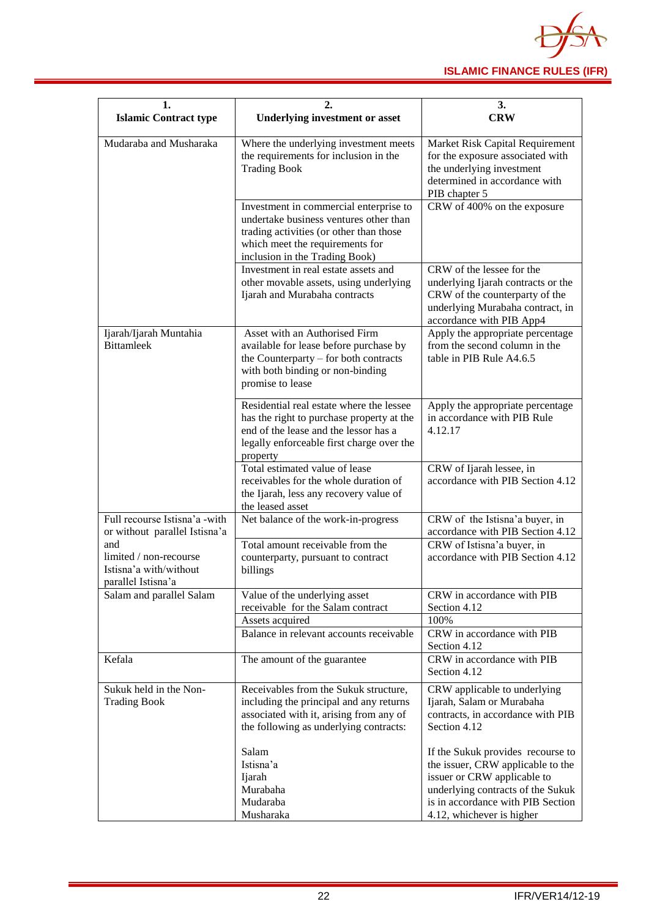| 1. Islamic Contract type | 2. Underlying investment or asset | 3. CRW |
|---|---|---|
| Mudaraba and Musharaka | Where the underlying investment meets the requirements for inclusion in the Trading Book | Market Risk Capital Requirement for the exposure associated with the underlying investment determined in accordance with PIB chapter 5 |
| | Investment in commercial enterprise to undertake business ventures other than trading activities (or other than those which meet the requirements for inclusion in the Trading Book) | CRW of 400% on the exposure |
| | Investment in real estate assets and other movable assets, using underlying Ijarah and Murabaha contracts | CRW of the lessee for the underlying Ijarah contracts or the CRW of the counterparty of the underlying Murabaha contract, in accordance with PIB App4 |
| Ijarah/Ijarah Muntahia Bittamleek | Asset with an Authorised Firm available for lease before purchase by the Counterparty – for both contracts with both binding or non-binding promise to lease | Apply the appropriate percentage from the second column in the table in PIB Rule A4.6.5 |
| | Residential real estate where the lessee has the right to purchase property at the end of the lease and the lessor has a legally enforceable first charge over the property | Apply the appropriate percentage in accordance with PIB Rule 4.12.17 |
| | Total estimated value of lease receivables for the whole duration of the Ijarah, less any recovery value of the leased asset | CRW of Ijarah lessee, in accordance with PIB Section 4.12 |
| Full recourse Istisna'a -with or without parallel Istisna'a and limited / non-recourse Istisna'a with/without parallel Istisna'a | Net balance of the work-in-progress | CRW of the Istisna'a buyer, in accordance with PIB Section 4.12 |
| | Total amount receivable from the counterparty, pursuant to contract billings | CRW of Istisna'a buyer, in accordance with PIB Section 4.12 |
| Salam and parallel Salam | Value of the underlying asset receivable for the Salam contract | CRW in accordance with PIB Section 4.12 |
| | Assets acquired | 100% |
| | Balance in relevant accounts receivable | CRW in accordance with PIB Section 4.12 |
| Kefala | The amount of the guarantee | CRW in accordance with PIB Section 4.12 |
| Sukuk held in the Non-Trading Book | Receivables from the Sukuk structure, including the principal and any returns associated with it, arising from any of the following as underlying contracts:<br><br>Salam<br>Istisna'a<br>Ijarah<br>Murabaha<br>Mudaraba<br>Musharaka | CRW applicable to underlying Ijarah, Salam or Murabaha contracts, in accordance with PIB Section 4.12<br><br>If the Sukuk provides recourse to the issuer, CRW applicable to the issuer or CRW applicable to underlying contracts of the Sukuk is in accordance with PIB Section 4.12, whichever is higher |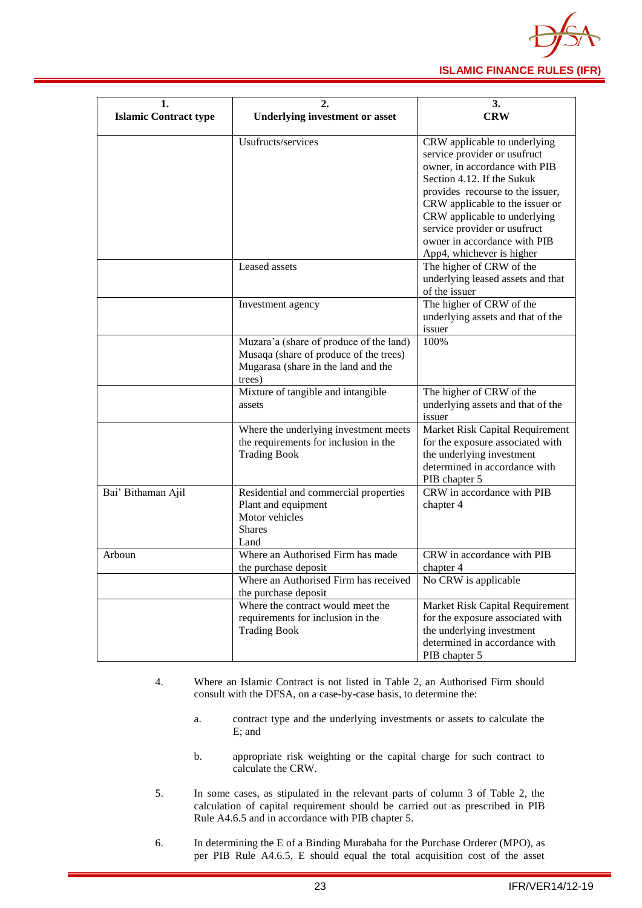| 1. Islamic Contract type | 2. Underlying investment or asset | 3. CRW |
|---|---|---|
| | Usufructs/services | CRW applicable to underlying service provider or usufruct owner, in accordance with PIB Section 4.12. If the Sukuk provides recourse to the issuer, CRW applicable to the issuer or CRW applicable to underlying service provider or usufruct owner in accordance with PIB App4, whichever is higher |
| | Leased assets | The higher of CRW of the underlying leased assets and that of the issuer |
| | Investment agency | The higher of CRW of the underlying assets and that of the issuer |
| | Muzara'a (share of produce of the land) Musaqa (share of produce of the trees) Mugarasa (share in the land and the trees) | 100% |
| | Mixture of tangible and intangible assets | The higher of CRW of the underlying assets and that of the issuer |
| | Where the underlying investment meets the requirements for inclusion in the Trading Book | Market Risk Capital Requirement for the exposure associated with the underlying investment determined in accordance with PIB chapter 5 |
| Bai' Bithaman Ajil | Residential and commercial properties Plant and equipment Motor vehicles Shares Land | CRW in accordance with PIB chapter 4 |
| Arboun | Where an Authorised Firm has made the purchase deposit | CRW in accordance with PIB chapter 4 |
| | Where an Authorised Firm has received the purchase deposit | No CRW is applicable |
| | Where the contract would meet the requirements for inclusion in the Trading Book | Market Risk Capital Requirement for the exposure associated with the underlying investment determined in accordance with PIB chapter 5 |

4. Where an Islamic Contract is not listed in Table 2, an Authorised Firm should consult with the DFSA, on a case-by-case basis, to determine the:

   a. contract type and the underlying investments or assets to calculate the E; and

   b. appropriate risk weighting or the capital charge for such contract to calculate the CRW.

5. In some cases, as stipulated in the relevant parts of column 3 of Table 2, the calculation of capital requirement should be carried out as prescribed in PIB Rule A4.6.5 and in accordance with PIB chapter 5.

6. In determining the E of a Binding Murabaha for the Purchase Orderer (MPO), as per PIB Rule A4.6.5, E should equal the total acquisition cost of the asset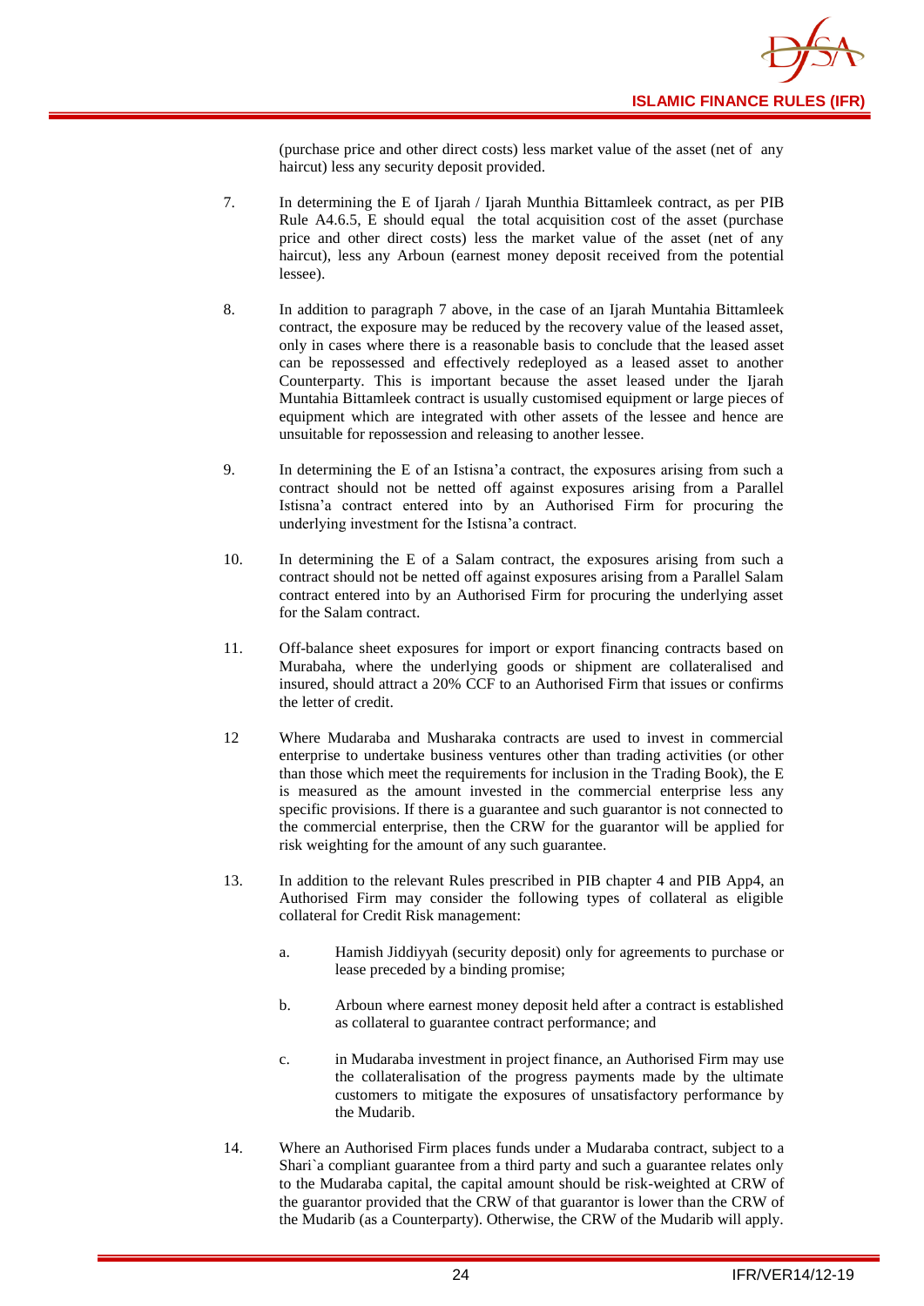(purchase price and other direct costs) less market value of the asset (net of any haircut) less any security deposit provided.

7. In determining the E of Ijarah / Ijarah Munthia Bittamleek contract, as per PIB Rule A4.6.5, E should equal the total acquisition cost of the asset (purchase price and other direct costs) less the market value of the asset (net of any haircut), less any Arboun (earnest money deposit received from the potential lessee).

8. In addition to paragraph 7 above, in the case of an Ijarah Muntahia Bittamleek contract, the exposure may be reduced by the recovery value of the leased asset, only in cases where there is a reasonable basis to conclude that the leased asset can be repossessed and effectively redeployed as a leased asset to another Counterparty. This is important because the asset leased under the Ijarah Muntahia Bittamleek contract is usually customised equipment or large pieces of equipment which are integrated with other assets of the lessee and hence are unsuitable for repossession and releasing to another lessee.

9. In determining the E of an Istisna'a contract, the exposures arising from such a contract should not be netted off against exposures arising from a Parallel Istisna'a contract entered into by an Authorised Firm for procuring the underlying investment for the Istisna'a contract.

10. In determining the E of a Salam contract, the exposures arising from such a contract should not be netted off against exposures arising from a Parallel Salam contract entered into by an Authorised Firm for procuring the underlying asset for the Salam contract.

11. Off-balance sheet exposures for import or export financing contracts based on Murabaha, where the underlying goods or shipment are collateralised and insured, should attract a 20% CCF to an Authorised Firm that issues or confirms the letter of credit.

12 Where Mudaraba and Musharaka contracts are used to invest in commercial enterprise to undertake business ventures other than trading activities (or other than those which meet the requirements for inclusion in the Trading Book), the E is measured as the amount invested in the commercial enterprise less any specific provisions. If there is a guarantee and such guarantor is not connected to the commercial enterprise, then the CRW for the guarantor will be applied for risk weighting for the amount of any such guarantee.

13. In addition to the relevant Rules prescribed in PIB chapter 4 and PIB App4, an Authorised Firm may consider the following types of collateral as eligible collateral for Credit Risk management:

   a. Hamish Jiddiyyah (security deposit) only for agreements to purchase or lease preceded by a binding promise;

   b. Arboun where earnest money deposit held after a contract is established as collateral to guarantee contract performance; and

   c. in Mudaraba investment in project finance, an Authorised Firm may use the collateralisation of the progress payments made by the ultimate customers to mitigate the exposures of unsatisfactory performance by the Mudarib.

14. Where an Authorised Firm places funds under a Mudaraba contract, subject to a Shari`a compliant guarantee from a third party and such a guarantee relates only to the Mudaraba capital, the capital amount should be risk-weighted at CRW of the guarantor provided that the CRW of that guarantor is lower than the CRW of the Mudarib (as a Counterparty). Otherwise, the CRW of the Mudarib will apply.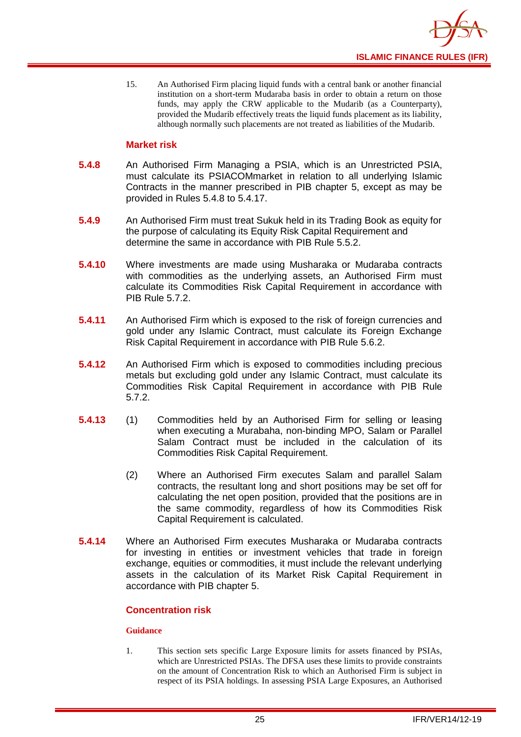15. An Authorised Firm placing liquid funds with a central bank or another financial institution on a short-term Mudaraba basis in order to obtain a return on those funds, may apply the CRW applicable to the Mudarib (as a Counterparty), provided the Mudarib effectively treats the liquid funds placement as its liability, although normally such placements are not treated as liabilities of the Mudarib.

### Market risk

**5.4.8** An Authorised Firm Managing a PSIA, which is an Unrestricted PSIA, must calculate its PSIACOMmarket in relation to all underlying Islamic Contracts in the manner prescribed in PIB chapter 5, except as may be provided in Rules 5.4.8 to 5.4.17.

**5.4.9** An Authorised Firm must treat Sukuk held in its Trading Book as equity for the purpose of calculating its Equity Risk Capital Requirement and determine the same in accordance with PIB Rule 5.5.2.

**5.4.10** Where investments are made using Musharaka or Mudaraba contracts with commodities as the underlying assets, an Authorised Firm must calculate its Commodities Risk Capital Requirement in accordance with PIB Rule 5.7.2.

**5.4.11** An Authorised Firm which is exposed to the risk of foreign currencies and gold under any Islamic Contract, must calculate its Foreign Exchange Risk Capital Requirement in accordance with PIB Rule 5.6.2.

**5.4.12** An Authorised Firm which is exposed to commodities including precious metals but excluding gold under any Islamic Contract, must calculate its Commodities Risk Capital Requirement in accordance with PIB Rule 5.7.2.

**5.4.13** (1) Commodities held by an Authorised Firm for selling or leasing when executing a Murabaha, non-binding MPO, Salam or Parallel Salam Contract must be included in the calculation of its Commodities Risk Capital Requirement.

(2) Where an Authorised Firm executes Salam and parallel Salam contracts, the resultant long and short positions may be set off for calculating the net open position, provided that the positions are in the same commodity, regardless of how its Commodities Risk Capital Requirement is calculated.

**5.4.14** Where an Authorised Firm executes Musharaka or Mudaraba contracts for investing in entities or investment vehicles that trade in foreign exchange, equities or commodities, it must include the relevant underlying assets in the calculation of its Market Risk Capital Requirement in accordance with PIB chapter 5.

### Concentration risk

#### Guidance

1. This section sets specific Large Exposure limits for assets financed by PSIAs, which are Unrestricted PSIAs. The DFSA uses these limits to provide constraints on the amount of Concentration Risk to which an Authorised Firm is subject in respect of its PSIA holdings. In assessing PSIA Large Exposures, an Authorised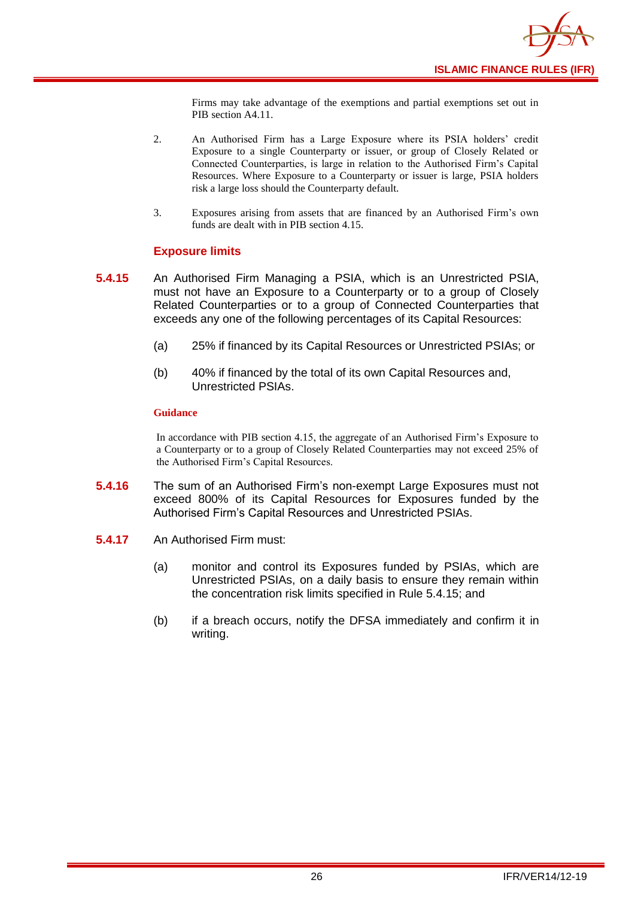Firms may take advantage of the exemptions and partial exemptions set out in PIB section A4.11.

2. An Authorised Firm has a Large Exposure where its PSIA holders' credit Exposure to a single Counterparty or issuer, or group of Closely Related or Connected Counterparties, is large in relation to the Authorised Firm's Capital Resources. Where Exposure to a Counterparty or issuer is large, PSIA holders risk a large loss should the Counterparty default.

3. Exposures arising from assets that are financed by an Authorised Firm's own funds are dealt with in PIB section 4.15.

### Exposure limits

**5.4.15** An Authorised Firm Managing a PSIA, which is an Unrestricted PSIA, must not have an Exposure to a Counterparty or to a group of Closely Related Counterparties or to a group of Connected Counterparties that exceeds any one of the following percentages of its Capital Resources:

(a) 25% if financed by its Capital Resources or Unrestricted PSIAs; or

(b) 40% if financed by the total of its own Capital Resources and, Unrestricted PSIAs.

**Guidance**

In accordance with PIB section 4.15, the aggregate of an Authorised Firm's Exposure to a Counterparty or to a group of Closely Related Counterparties may not exceed 25% of the Authorised Firm's Capital Resources.

**5.4.16** The sum of an Authorised Firm's non-exempt Large Exposures must not exceed 800% of its Capital Resources for Exposures funded by the Authorised Firm's Capital Resources and Unrestricted PSIAs.

**5.4.17** An Authorised Firm must:

(a) monitor and control its Exposures funded by PSIAs, which are Unrestricted PSIAs, on a daily basis to ensure they remain within the concentration risk limits specified in Rule 5.4.15; and

(b) if a breach occurs, notify the DFSA immediately and confirm it in writing.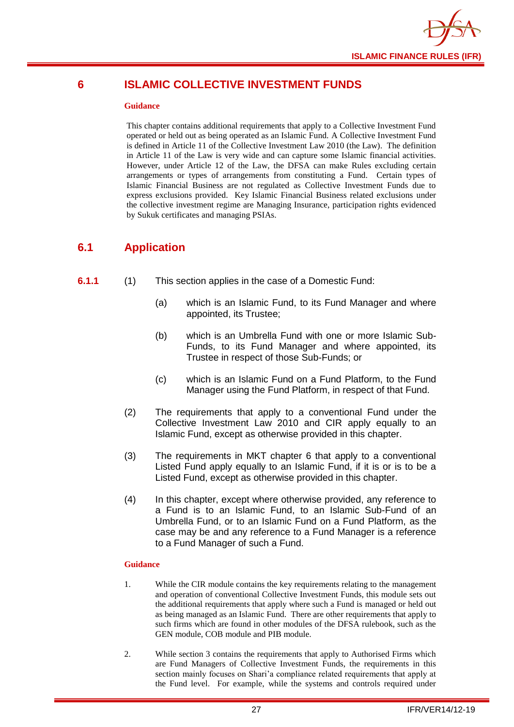# 6 ISLAMIC COLLECTIVE INVESTMENT FUNDS

**Guidance**

This chapter contains additional requirements that apply to a Collective Investment Fund operated or held out as being operated as an Islamic Fund. A Collective Investment Fund is defined in Article 11 of the Collective Investment Law 2010 (the Law). The definition in Article 11 of the Law is very wide and can capture some Islamic financial activities. However, under Article 12 of the Law, the DFSA can make Rules excluding certain arrangements or types of arrangements from constituting a Fund. Certain types of Islamic Financial Business are not regulated as Collective Investment Funds due to express exclusions provided. Key Islamic Financial Business related exclusions under the collective investment regime are Managing Insurance, participation rights evidenced by Sukuk certificates and managing PSIAs.

## 6.1 Application

**6.1.1** (1) This section applies in the case of a Domestic Fund:

(a) which is an Islamic Fund, to its Fund Manager and where appointed, its Trustee;

(b) which is an Umbrella Fund with one or more Islamic Sub-Funds, to its Fund Manager and where appointed, its Trustee in respect of those Sub-Funds; or

(c) which is an Islamic Fund on a Fund Platform, to the Fund Manager using the Fund Platform, in respect of that Fund.

(2) The requirements that apply to a conventional Fund under the Collective Investment Law 2010 and CIR apply equally to an Islamic Fund, except as otherwise provided in this chapter.

(3) The requirements in MKT chapter 6 that apply to a conventional Listed Fund apply equally to an Islamic Fund, if it is or is to be a Listed Fund, except as otherwise provided in this chapter.

(4) In this chapter, except where otherwise provided, any reference to a Fund is to an Islamic Fund, to an Islamic Sub-Fund of an Umbrella Fund, or to an Islamic Fund on a Fund Platform, as the case may be and any reference to a Fund Manager is a reference to a Fund Manager of such a Fund.

**Guidance**

1. While the CIR module contains the key requirements relating to the management and operation of conventional Collective Investment Funds, this module sets out the additional requirements that apply where such a Fund is managed or held out as being managed as an Islamic Fund. There are other requirements that apply to such firms which are found in other modules of the DFSA rulebook, such as the GEN module, COB module and PIB module.

2. While section 3 contains the requirements that apply to Authorised Firms which are Fund Managers of Collective Investment Funds, the requirements in this section mainly focuses on Shari'a compliance related requirements that apply at the Fund level. For example, while the systems and controls required under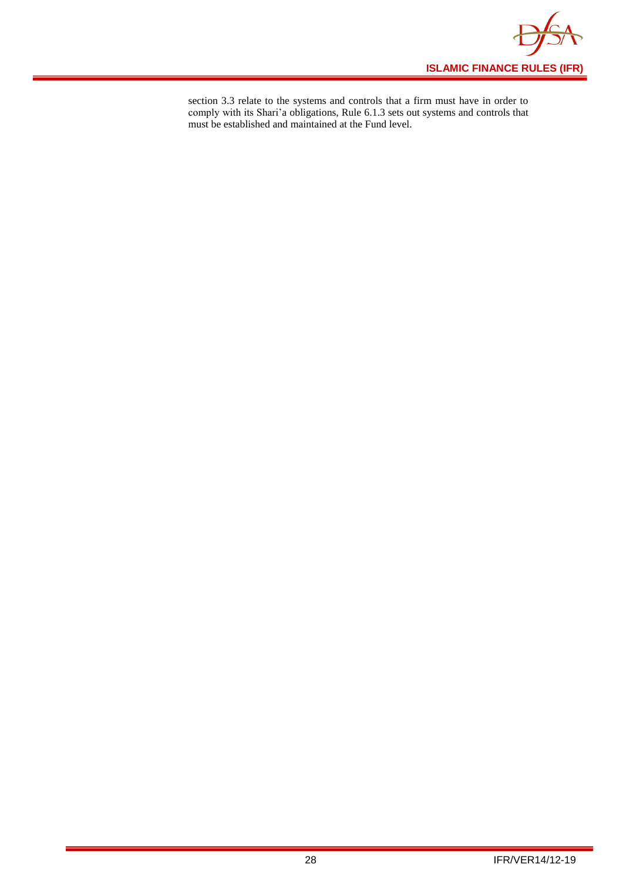section 3.3 relate to the systems and controls that a firm must have in order to comply with its Shari'a obligations, Rule 6.1.3 sets out systems and controls that must be established and maintained at the Fund level.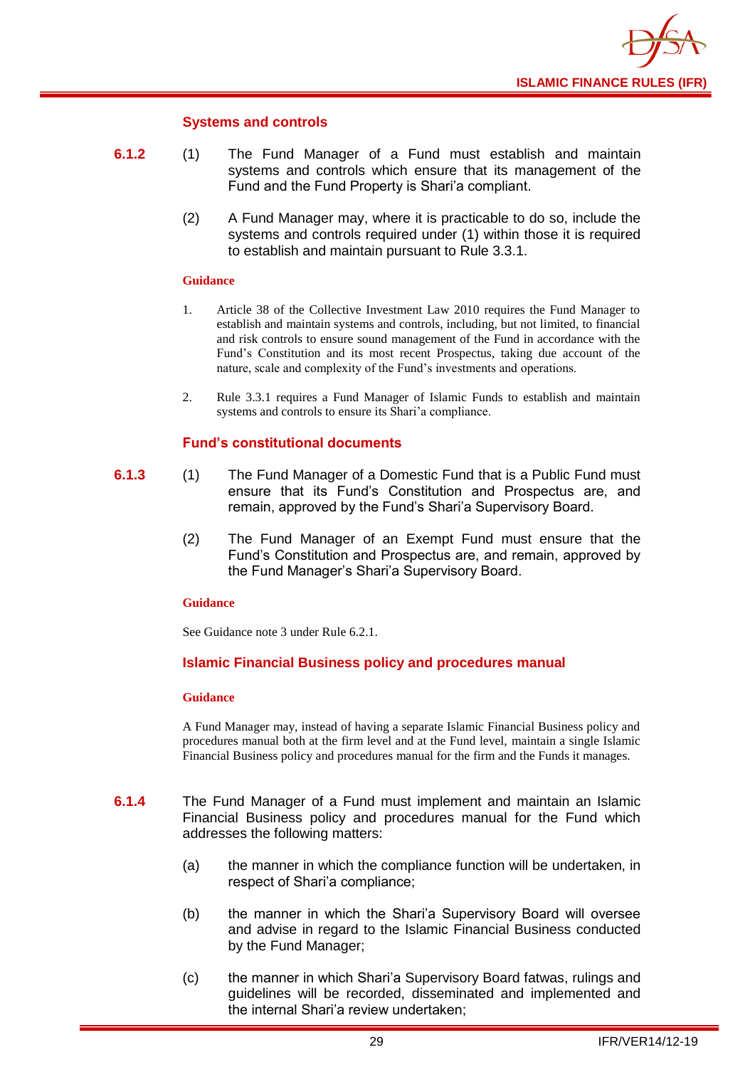### Systems and controls

**6.1.2** (1) The Fund Manager of a Fund must establish and maintain systems and controls which ensure that its management of the Fund and the Fund Property is Shari'a compliant.

(2) A Fund Manager may, where it is practicable to do so, include the systems and controls required under (1) within those it is required to establish and maintain pursuant to Rule 3.3.1.

**Guidance**

1. Article 38 of the Collective Investment Law 2010 requires the Fund Manager to establish and maintain systems and controls, including, but not limited, to financial and risk controls to ensure sound management of the Fund in accordance with the Fund's Constitution and its most recent Prospectus, taking due account of the nature, scale and complexity of the Fund's investments and operations.

2. Rule 3.3.1 requires a Fund Manager of Islamic Funds to establish and maintain systems and controls to ensure its Shari'a compliance.

### Fund's constitutional documents

**6.1.3** (1) The Fund Manager of a Domestic Fund that is a Public Fund must ensure that its Fund's Constitution and Prospectus are, and remain, approved by the Fund's Shari'a Supervisory Board.

(2) The Fund Manager of an Exempt Fund must ensure that the Fund's Constitution and Prospectus are, and remain, approved by the Fund Manager's Shari'a Supervisory Board.

**Guidance**

See Guidance note 3 under Rule 6.2.1.

### Islamic Financial Business policy and procedures manual

**Guidance**

A Fund Manager may, instead of having a separate Islamic Financial Business policy and procedures manual both at the firm level and at the Fund level, maintain a single Islamic Financial Business policy and procedures manual for the firm and the Funds it manages.

**6.1.4** The Fund Manager of a Fund must implement and maintain an Islamic Financial Business policy and procedures manual for the Fund which addresses the following matters:

(a) the manner in which the compliance function will be undertaken, in respect of Shari'a compliance;

(b) the manner in which the Shari'a Supervisory Board will oversee and advise in regard to the Islamic Financial Business conducted by the Fund Manager;

(c) the manner in which Shari'a Supervisory Board fatwas, rulings and guidelines will be recorded, disseminated and implemented and the internal Shari'a review undertaken;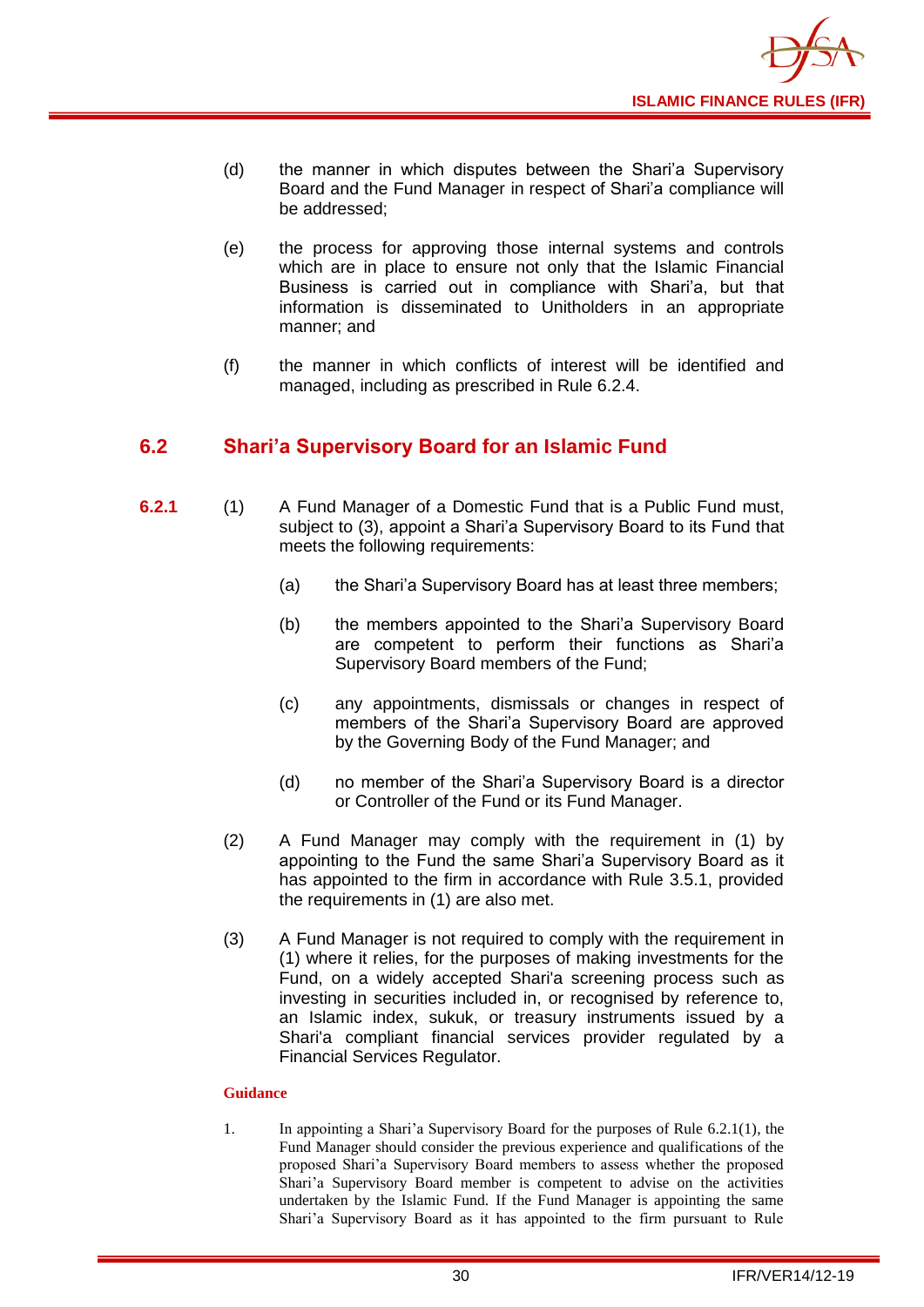(d) the manner in which disputes between the Shari'a Supervisory Board and the Fund Manager in respect of Shari'a compliance will be addressed;

(e) the process for approving those internal systems and controls which are in place to ensure not only that the Islamic Financial Business is carried out in compliance with Shari'a, but that information is disseminated to Unitholders in an appropriate manner; and

(f) the manner in which conflicts of interest will be identified and managed, including as prescribed in Rule 6.2.4.

## 6.2 Shari'a Supervisory Board for an Islamic Fund

**6.2.1** (1) A Fund Manager of a Domestic Fund that is a Public Fund must, subject to (3), appoint a Shari'a Supervisory Board to its Fund that meets the following requirements:

(a) the Shari'a Supervisory Board has at least three members;

(b) the members appointed to the Shari'a Supervisory Board are competent to perform their functions as Shari'a Supervisory Board members of the Fund;

(c) any appointments, dismissals or changes in respect of members of the Shari'a Supervisory Board are approved by the Governing Body of the Fund Manager; and

(d) no member of the Shari'a Supervisory Board is a director or Controller of the Fund or its Fund Manager.

(2) A Fund Manager may comply with the requirement in (1) by appointing to the Fund the same Shari'a Supervisory Board as it has appointed to the firm in accordance with Rule 3.5.1, provided the requirements in (1) are also met.

(3) A Fund Manager is not required to comply with the requirement in (1) where it relies, for the purposes of making investments for the Fund, on a widely accepted Shari'a screening process such as investing in securities included in, or recognised by reference to, an Islamic index, sukuk, or treasury instruments issued by a Shari'a compliant financial services provider regulated by a Financial Services Regulator.

**Guidance**

1. In appointing a Shari'a Supervisory Board for the purposes of Rule 6.2.1(1), the Fund Manager should consider the previous experience and qualifications of the proposed Shari'a Supervisory Board members to assess whether the proposed Shari'a Supervisory Board member is competent to advise on the activities undertaken by the Islamic Fund. If the Fund Manager is appointing the same Shari'a Supervisory Board as it has appointed to the firm pursuant to Rule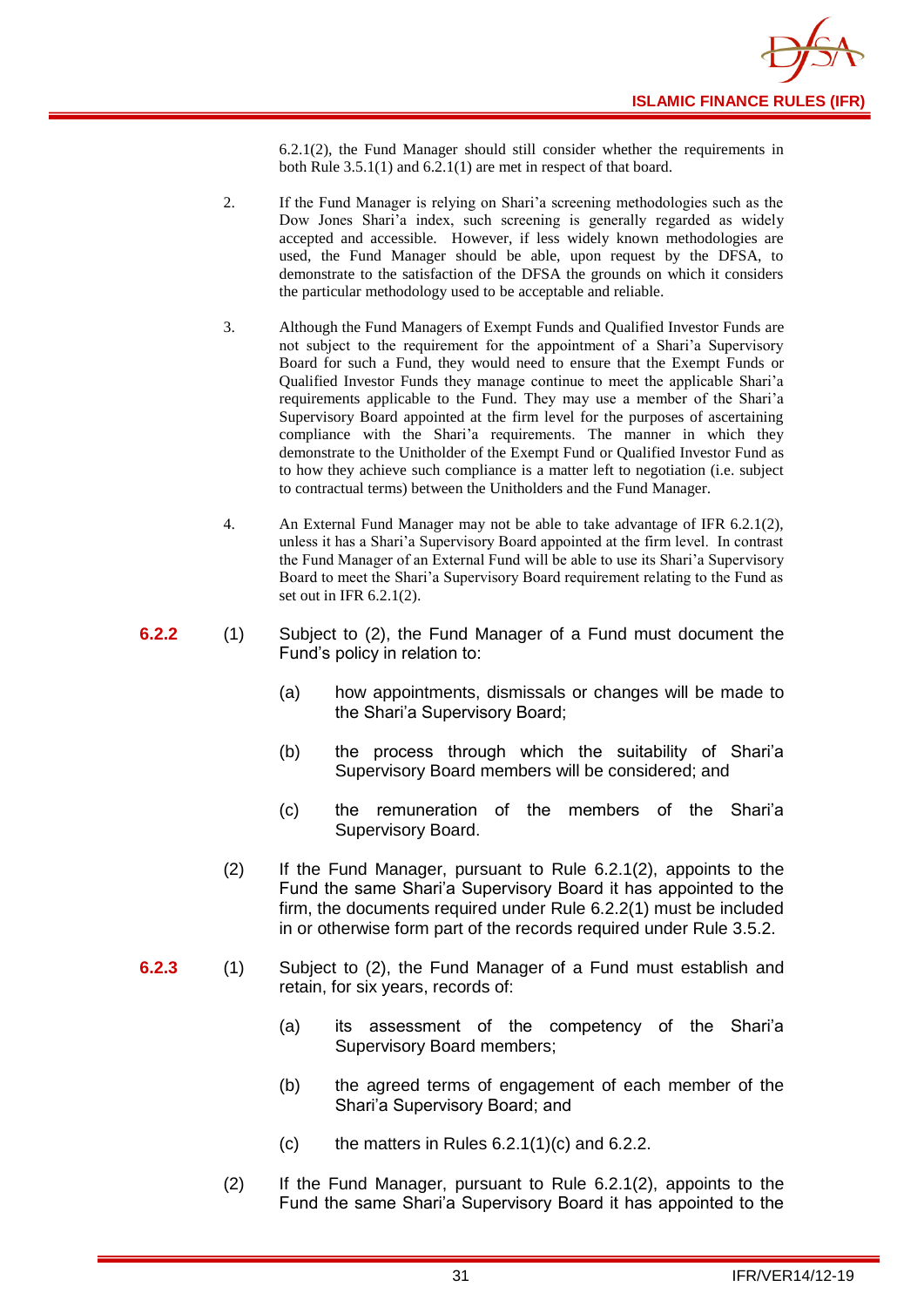6.2.1(2), the Fund Manager should still consider whether the requirements in both Rule 3.5.1(1) and 6.2.1(1) are met in respect of that board.

2. If the Fund Manager is relying on Shari'a screening methodologies such as the Dow Jones Shari'a index, such screening is generally regarded as widely accepted and accessible. However, if less widely known methodologies are used, the Fund Manager should be able, upon request by the DFSA, to demonstrate to the satisfaction of the DFSA the grounds on which it considers the particular methodology used to be acceptable and reliable.

3. Although the Fund Managers of Exempt Funds and Qualified Investor Funds are not subject to the requirement for the appointment of a Shari'a Supervisory Board for such a Fund, they would need to ensure that the Exempt Funds or Qualified Investor Funds they manage continue to meet the applicable Shari'a requirements applicable to the Fund. They may use a member of the Shari'a Supervisory Board appointed at the firm level for the purposes of ascertaining compliance with the Shari'a requirements. The manner in which they demonstrate to the Unitholder of the Exempt Fund or Qualified Investor Fund as to how they achieve such compliance is a matter left to negotiation (i.e. subject to contractual terms) between the Unitholders and the Fund Manager.

4. An External Fund Manager may not be able to take advantage of IFR 6.2.1(2), unless it has a Shari'a Supervisory Board appointed at the firm level. In contrast the Fund Manager of an External Fund will be able to use its Shari'a Supervisory Board to meet the Shari'a Supervisory Board requirement relating to the Fund as set out in IFR 6.2.1(2).

**6.2.2** (1) Subject to (2), the Fund Manager of a Fund must document the Fund's policy in relation to:

(a) how appointments, dismissals or changes will be made to the Shari'a Supervisory Board;

(b) the process through which the suitability of Shari'a Supervisory Board members will be considered; and

(c) the remuneration of the members of the Shari'a Supervisory Board.

(2) If the Fund Manager, pursuant to Rule 6.2.1(2), appoints to the Fund the same Shari'a Supervisory Board it has appointed to the firm, the documents required under Rule 6.2.2(1) must be included in or otherwise form part of the records required under Rule 3.5.2.

**6.2.3** (1) Subject to (2), the Fund Manager of a Fund must establish and retain, for six years, records of:

(a) its assessment of the competency of the Shari'a Supervisory Board members;

(b) the agreed terms of engagement of each member of the Shari'a Supervisory Board; and

(c) the matters in Rules 6.2.1(1)(c) and 6.2.2.

(2) If the Fund Manager, pursuant to Rule 6.2.1(2), appoints to the Fund the same Shari'a Supervisory Board it has appointed to the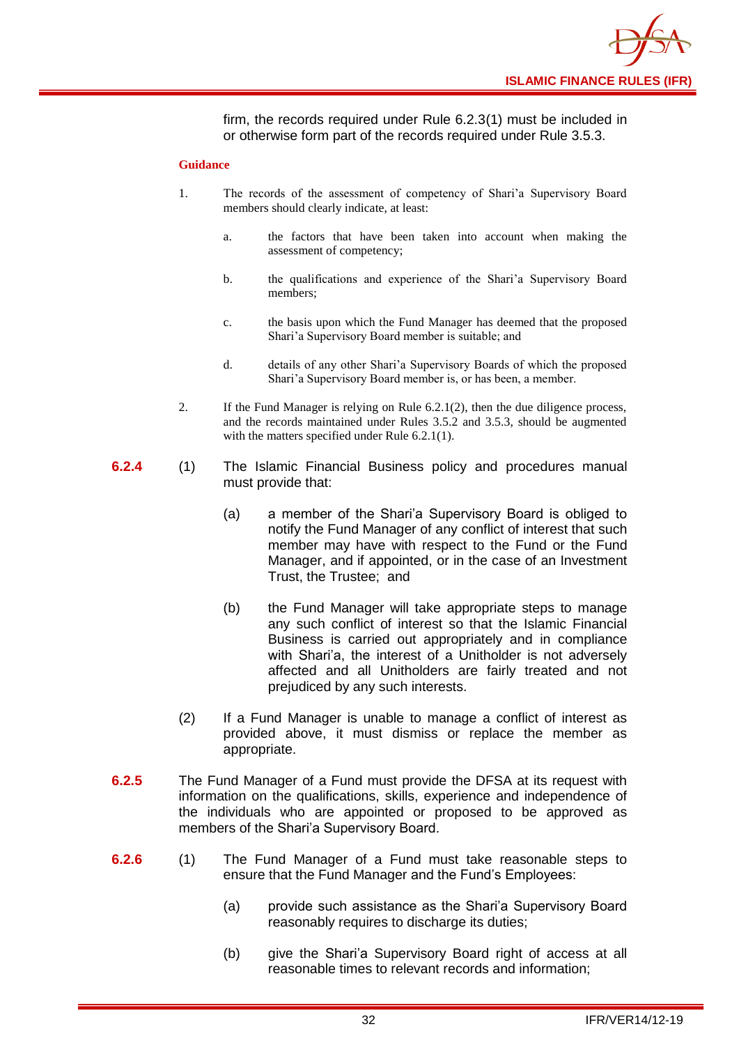firm, the records required under Rule 6.2.3(1) must be included in or otherwise form part of the records required under Rule 3.5.3.

**Guidance**

1. The records of the assessment of competency of Shari'a Supervisory Board members should clearly indicate, at least:

   a. the factors that have been taken into account when making the assessment of competency;

   b. the qualifications and experience of the Shari'a Supervisory Board members;

   c. the basis upon which the Fund Manager has deemed that the proposed Shari'a Supervisory Board member is suitable; and

   d. details of any other Shari'a Supervisory Boards of which the proposed Shari'a Supervisory Board member is, or has been, a member.

2. If the Fund Manager is relying on Rule 6.2.1(2), then the due diligence process, and the records maintained under Rules 3.5.2 and 3.5.3, should be augmented with the matters specified under Rule 6.2.1(1).

**6.2.4** (1) The Islamic Financial Business policy and procedures manual must provide that:

(a) a member of the Shari'a Supervisory Board is obliged to notify the Fund Manager of any conflict of interest that such member may have with respect to the Fund or the Fund Manager, and if appointed, or in the case of an Investment Trust, the Trustee; and

(b) the Fund Manager will take appropriate steps to manage any such conflict of interest so that the Islamic Financial Business is carried out appropriately and in compliance with Shari'a, the interest of a Unitholder is not adversely affected and all Unitholders are fairly treated and not prejudiced by any such interests.

(2) If a Fund Manager is unable to manage a conflict of interest as provided above, it must dismiss or replace the member as appropriate.

**6.2.5** The Fund Manager of a Fund must provide the DFSA at its request with information on the qualifications, skills, experience and independence of the individuals who are appointed or proposed to be approved as members of the Shari'a Supervisory Board.

**6.2.6** (1) The Fund Manager of a Fund must take reasonable steps to ensure that the Fund Manager and the Fund's Employees:

(a) provide such assistance as the Shari'a Supervisory Board reasonably requires to discharge its duties;

(b) give the Shari'a Supervisory Board right of access at all reasonable times to relevant records and information;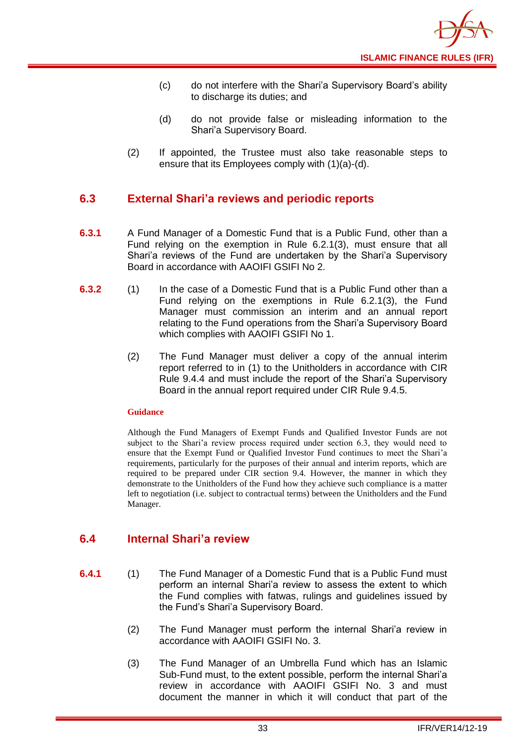(c) do not interfere with the Shari'a Supervisory Board's ability to discharge its duties; and

(d) do not provide false or misleading information to the Shari'a Supervisory Board.

(2) If appointed, the Trustee must also take reasonable steps to ensure that its Employees comply with (1)(a)-(d).

## 6.3 External Shari'a reviews and periodic reports

**6.3.1** A Fund Manager of a Domestic Fund that is a Public Fund, other than a Fund relying on the exemption in Rule 6.2.1(3), must ensure that all Shari'a reviews of the Fund are undertaken by the Shari'a Supervisory Board in accordance with AAOIFI GSIFI No 2.

**6.3.2** (1) In the case of a Domestic Fund that is a Public Fund other than a Fund relying on the exemptions in Rule 6.2.1(3), the Fund Manager must commission an interim and an annual report relating to the Fund operations from the Shari'a Supervisory Board which complies with AAOIFI GSIFI No 1.

(2) The Fund Manager must deliver a copy of the annual interim report referred to in (1) to the Unitholders in accordance with CIR Rule 9.4.4 and must include the report of the Shari'a Supervisory Board in the annual report required under CIR Rule 9.4.5.

**Guidance**

Although the Fund Managers of Exempt Funds and Qualified Investor Funds are not subject to the Shari'a review process required under section 6.3, they would need to ensure that the Exempt Fund or Qualified Investor Fund continues to meet the Shari'a requirements, particularly for the purposes of their annual and interim reports, which are required to be prepared under CIR section 9.4. However, the manner in which they demonstrate to the Unitholders of the Fund how they achieve such compliance is a matter left to negotiation (i.e. subject to contractual terms) between the Unitholders and the Fund Manager.

## 6.4 Internal Shari'a review

**6.4.1** (1) The Fund Manager of a Domestic Fund that is a Public Fund must perform an internal Shari'a review to assess the extent to which the Fund complies with fatwas, rulings and guidelines issued by the Fund's Shari'a Supervisory Board.

(2) The Fund Manager must perform the internal Shari'a review in accordance with AAOIFI GSIFI No. 3.

(3) The Fund Manager of an Umbrella Fund which has an Islamic Sub-Fund must, to the extent possible, perform the internal Shari'a review in accordance with AAOIFI GSIFI No. 3 and must document the manner in which it will conduct that part of the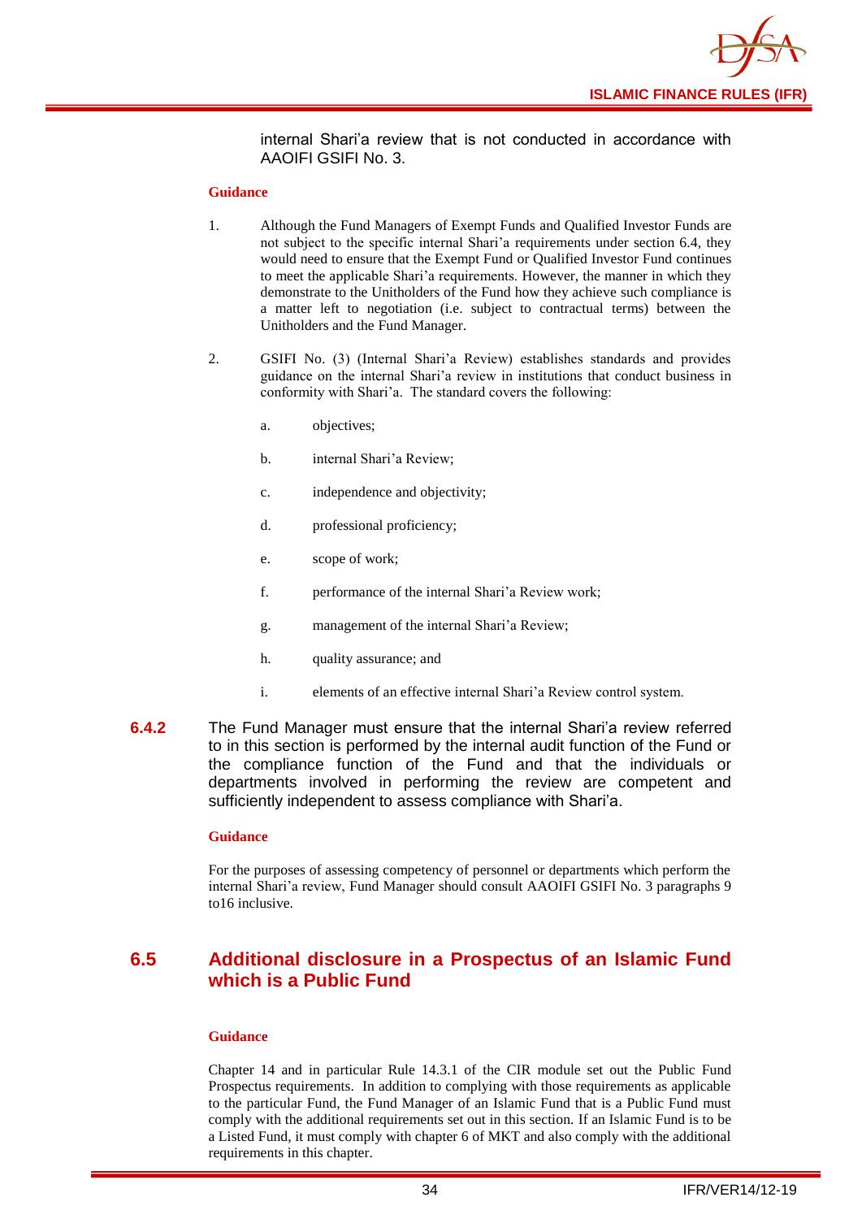internal Shari'a review that is not conducted in accordance with AAOIFI GSIFI No. 3.

**Guidance**

1. Although the Fund Managers of Exempt Funds and Qualified Investor Funds are not subject to the specific internal Shari'a requirements under section 6.4, they would need to ensure that the Exempt Fund or Qualified Investor Fund continues to meet the applicable Shari'a requirements. However, the manner in which they demonstrate to the Unitholders of the Fund how they achieve such compliance is a matter left to negotiation (i.e. subject to contractual terms) between the Unitholders and the Fund Manager.

2. GSIFI No. (3) (Internal Shari'a Review) establishes standards and provides guidance on the internal Shari'a review in institutions that conduct business in conformity with Shari'a. The standard covers the following:

   a. objectives;

   b. internal Shari'a Review;

   c. independence and objectivity;

   d. professional proficiency;

   e. scope of work;

   f. performance of the internal Shari'a Review work;

   g. management of the internal Shari'a Review;

   h. quality assurance; and

   i. elements of an effective internal Shari'a Review control system.

**6.4.2** The Fund Manager must ensure that the internal Shari'a review referred to in this section is performed by the internal audit function of the Fund or the compliance function of the Fund and that the individuals or departments involved in performing the review are competent and sufficiently independent to assess compliance with Shari'a.

**Guidance**

For the purposes of assessing competency of personnel or departments which perform the internal Shari'a review, Fund Manager should consult AAOIFI GSIFI No. 3 paragraphs 9 to16 inclusive.

## 6.5 Additional disclosure in a Prospectus of an Islamic Fund which is a Public Fund

**Guidance**

Chapter 14 and in particular Rule 14.3.1 of the CIR module set out the Public Fund Prospectus requirements. In addition to complying with those requirements as applicable to the particular Fund, the Fund Manager of an Islamic Fund that is a Public Fund must comply with the additional requirements set out in this section. If an Islamic Fund is to be a Listed Fund, it must comply with chapter 6 of MKT and also comply with the additional requirements in this chapter.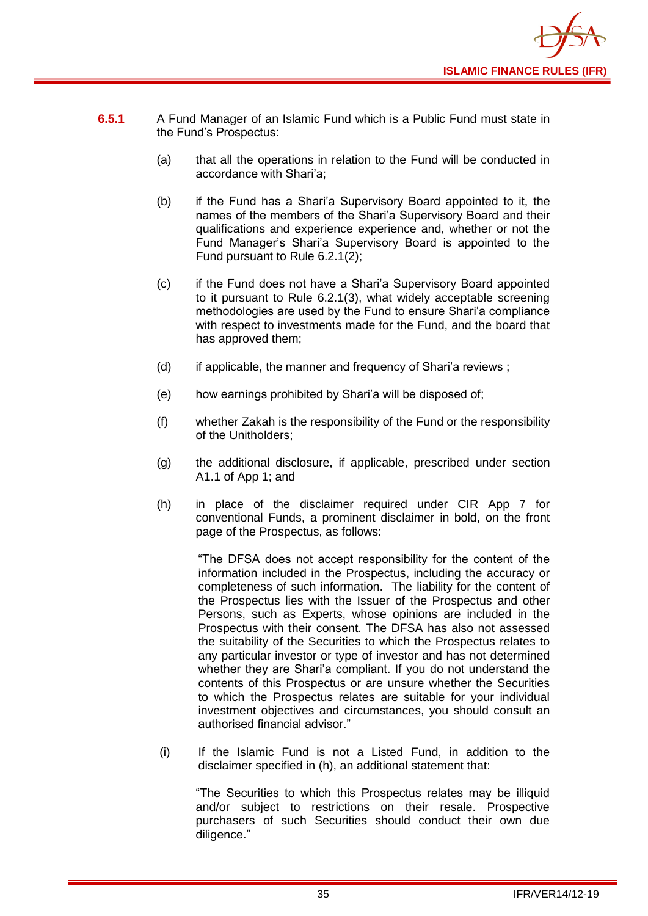**6.5.1** A Fund Manager of an Islamic Fund which is a Public Fund must state in the Fund's Prospectus:

(a) that all the operations in relation to the Fund will be conducted in accordance with Shari'a;

(b) if the Fund has a Shari'a Supervisory Board appointed to it, the names of the members of the Shari'a Supervisory Board and their qualifications and experience experience and, whether or not the Fund Manager's Shari'a Supervisory Board is appointed to the Fund pursuant to Rule 6.2.1(2);

(c) if the Fund does not have a Shari'a Supervisory Board appointed to it pursuant to Rule 6.2.1(3), what widely acceptable screening methodologies are used by the Fund to ensure Shari'a compliance with respect to investments made for the Fund, and the board that has approved them;

(d) if applicable, the manner and frequency of Shari'a reviews ;

(e) how earnings prohibited by Shari'a will be disposed of;

(f) whether Zakah is the responsibility of the Fund or the responsibility of the Unitholders;

(g) the additional disclosure, if applicable, prescribed under section A1.1 of App 1; and

(h) in place of the disclaimer required under CIR App 7 for conventional Funds, a prominent disclaimer in bold, on the front page of the Prospectus, as follows:

"The DFSA does not accept responsibility for the content of the information included in the Prospectus, including the accuracy or completeness of such information. The liability for the content of the Prospectus lies with the Issuer of the Prospectus and other Persons, such as Experts, whose opinions are included in the Prospectus with their consent. The DFSA has also not assessed the suitability of the Securities to which the Prospectus relates to any particular investor or type of investor and has not determined whether they are Shari'a compliant. If you do not understand the contents of this Prospectus or are unsure whether the Securities to which the Prospectus relates are suitable for your individual investment objectives and circumstances, you should consult an authorised financial advisor."

(i) If the Islamic Fund is not a Listed Fund, in addition to the disclaimer specified in (h), an additional statement that:

"The Securities to which this Prospectus relates may be illiquid and/or subject to restrictions on their resale. Prospective purchasers of such Securities should conduct their own due diligence."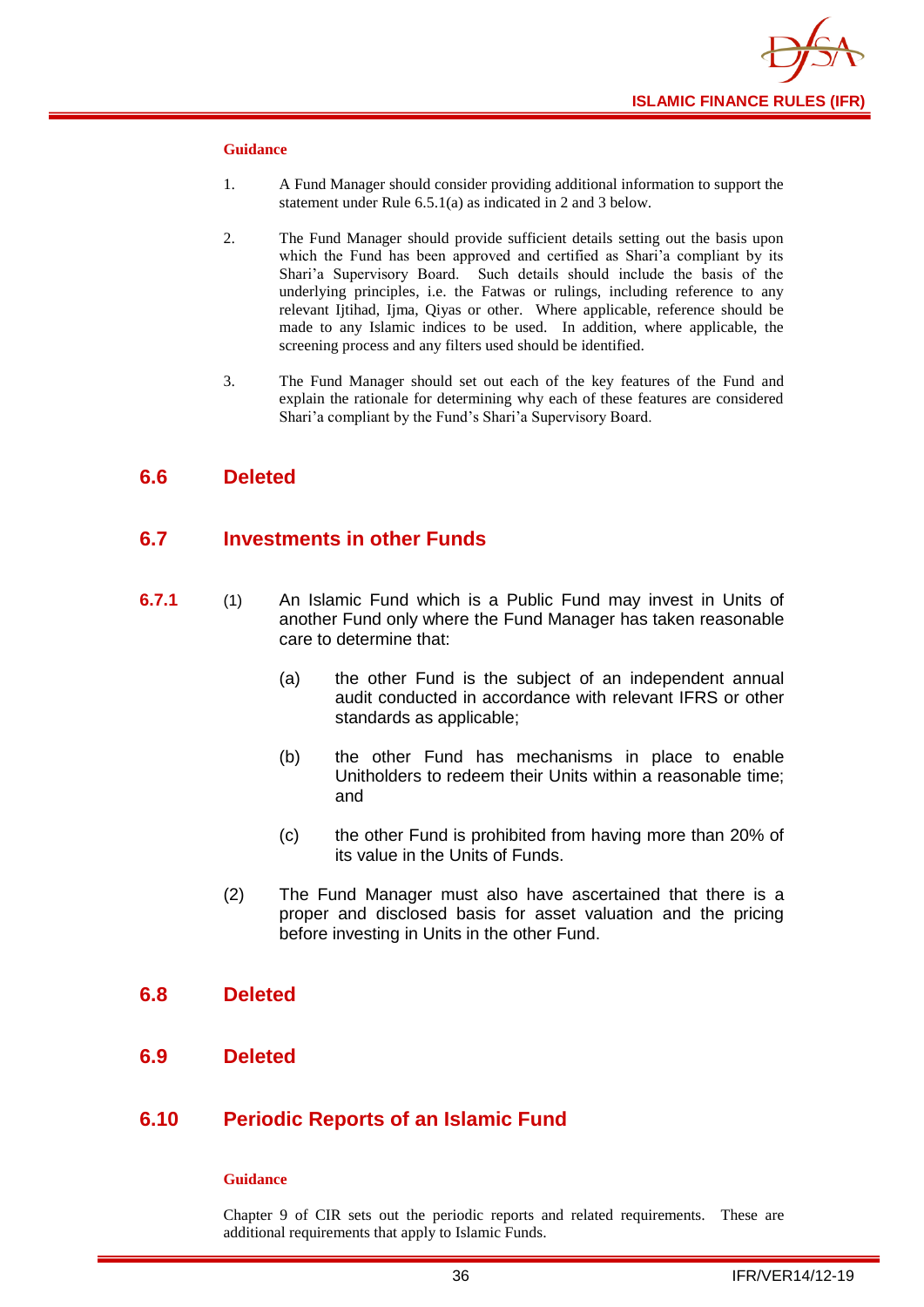**Guidance**

1. A Fund Manager should consider providing additional information to support the statement under Rule 6.5.1(a) as indicated in 2 and 3 below.

2. The Fund Manager should provide sufficient details setting out the basis upon which the Fund has been approved and certified as Shari'a compliant by its Shari'a Supervisory Board. Such details should include the basis of the underlying principles, i.e. the Fatwas or rulings, including reference to any relevant Ijtihad, Ijma, Qiyas or other. Where applicable, reference should be made to any Islamic indices to be used. In addition, where applicable, the screening process and any filters used should be identified.

3. The Fund Manager should set out each of the key features of the Fund and explain the rationale for determining why each of these features are considered Shari'a compliant by the Fund's Shari'a Supervisory Board.

## 6.6 Deleted

## 6.7 Investments in other Funds

**6.7.1** (1) An Islamic Fund which is a Public Fund may invest in Units of another Fund only where the Fund Manager has taken reasonable care to determine that:

(a) the other Fund is the subject of an independent annual audit conducted in accordance with relevant IFRS or other standards as applicable;

(b) the other Fund has mechanisms in place to enable Unitholders to redeem their Units within a reasonable time; and

(c) the other Fund is prohibited from having more than 20% of its value in the Units of Funds.

(2) The Fund Manager must also have ascertained that there is a proper and disclosed basis for asset valuation and the pricing before investing in Units in the other Fund.

## 6.8 Deleted

## 6.9 Deleted

## 6.10 Periodic Reports of an Islamic Fund

**Guidance**

Chapter 9 of CIR sets out the periodic reports and related requirements. These are additional requirements that apply to Islamic Funds.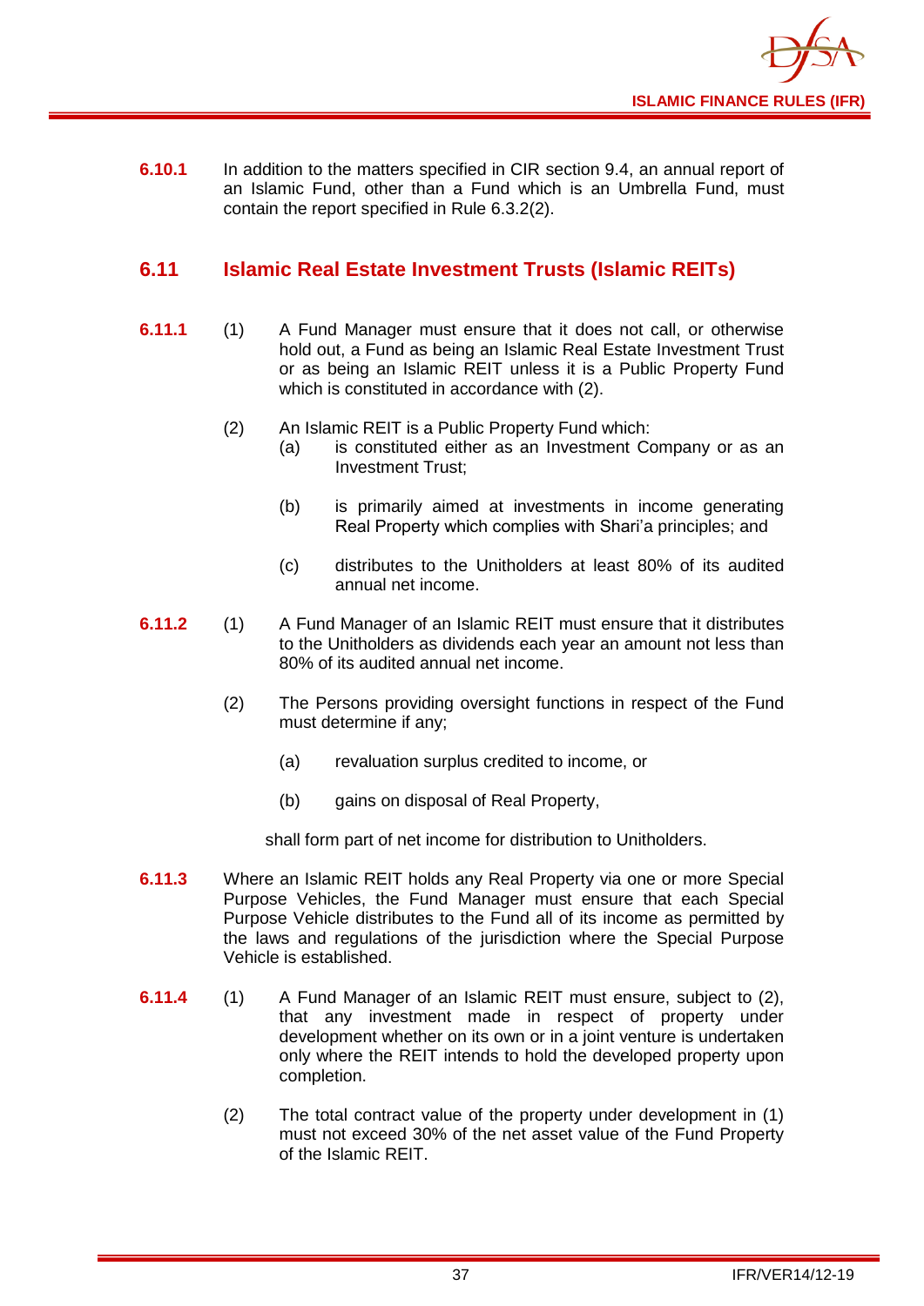**6.10.1** In addition to the matters specified in CIR section 9.4, an annual report of an Islamic Fund, other than a Fund which is an Umbrella Fund, must contain the report specified in Rule 6.3.2(2).

## 6.11 Islamic Real Estate Investment Trusts (Islamic REITs)

**6.11.1** (1) A Fund Manager must ensure that it does not call, or otherwise hold out, a Fund as being an Islamic Real Estate Investment Trust or as being an Islamic REIT unless it is a Public Property Fund which is constituted in accordance with (2).

(2) An Islamic REIT is a Public Property Fund which:

(a) is constituted either as an Investment Company or as an Investment Trust;

(b) is primarily aimed at investments in income generating Real Property which complies with Shari'a principles; and

(c) distributes to the Unitholders at least 80% of its audited annual net income.

**6.11.2** (1) A Fund Manager of an Islamic REIT must ensure that it distributes to the Unitholders as dividends each year an amount not less than 80% of its audited annual net income.

(2) The Persons providing oversight functions in respect of the Fund must determine if any;

(a) revaluation surplus credited to income, or

(b) gains on disposal of Real Property,

shall form part of net income for distribution to Unitholders.

**6.11.3** Where an Islamic REIT holds any Real Property via one or more Special Purpose Vehicles, the Fund Manager must ensure that each Special Purpose Vehicle distributes to the Fund all of its income as permitted by the laws and regulations of the jurisdiction where the Special Purpose Vehicle is established.

**6.11.4** (1) A Fund Manager of an Islamic REIT must ensure, subject to (2), that any investment made in respect of property under development whether on its own or in a joint venture is undertaken only where the REIT intends to hold the developed property upon completion.

(2) The total contract value of the property under development in (1) must not exceed 30% of the net asset value of the Fund Property of the Islamic REIT.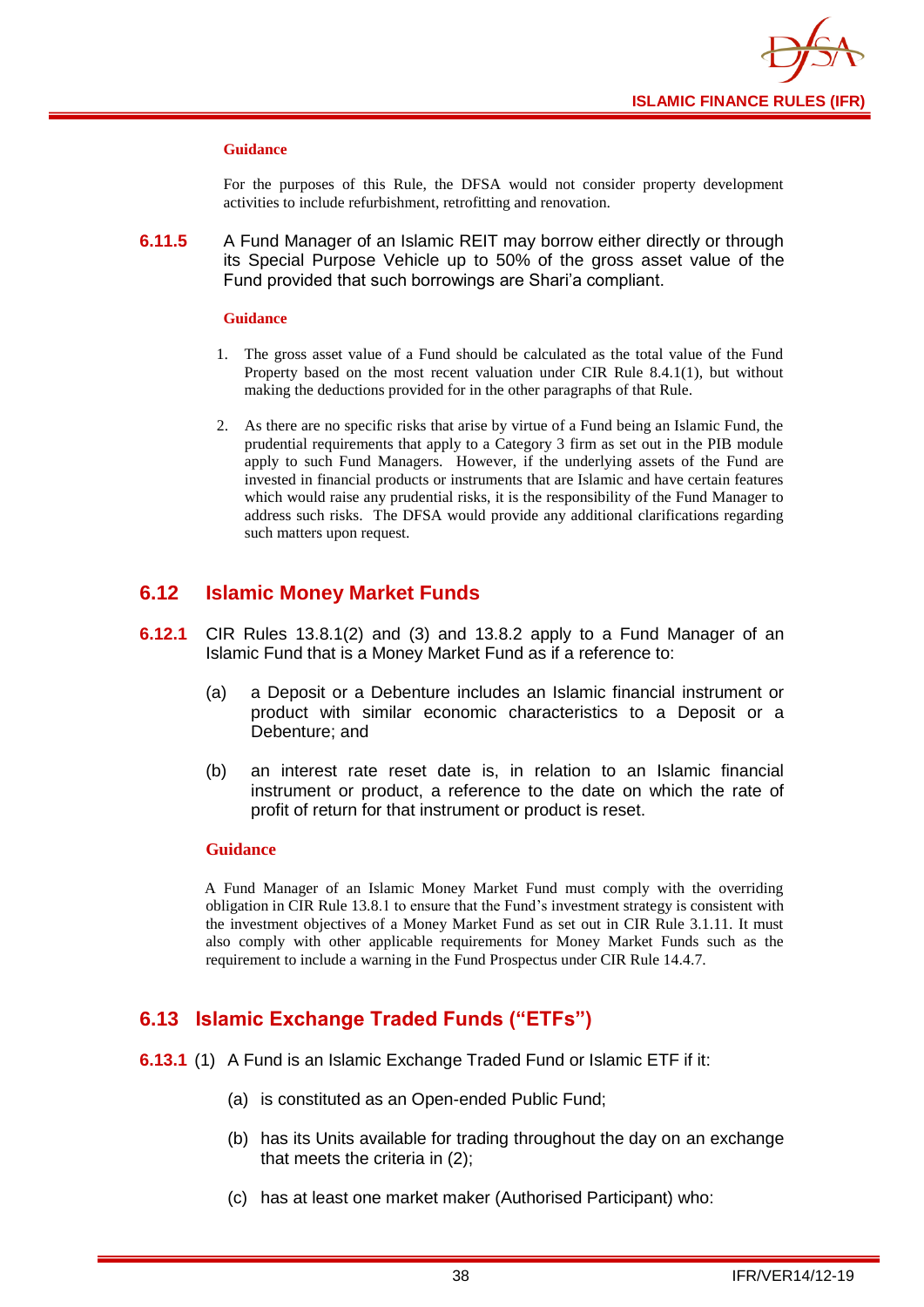**Guidance**

For the purposes of this Rule, the DFSA would not consider property development activities to include refurbishment, retrofitting and renovation.

**6.11.5** A Fund Manager of an Islamic REIT may borrow either directly or through its Special Purpose Vehicle up to 50% of the gross asset value of the Fund provided that such borrowings are Shari'a compliant.

**Guidance**

1. The gross asset value of a Fund should be calculated as the total value of the Fund Property based on the most recent valuation under CIR Rule 8.4.1(1), but without making the deductions provided for in the other paragraphs of that Rule.

2. As there are no specific risks that arise by virtue of a Fund being an Islamic Fund, the prudential requirements that apply to a Category 3 firm as set out in the PIB module apply to such Fund Managers. However, if the underlying assets of the Fund are invested in financial products or instruments that are Islamic and have certain features which would raise any prudential risks, it is the responsibility of the Fund Manager to address such risks. The DFSA would provide any additional clarifications regarding such matters upon request.

## 6.12 Islamic Money Market Funds

**6.12.1** CIR Rules 13.8.1(2) and (3) and 13.8.2 apply to a Fund Manager of an Islamic Fund that is a Money Market Fund as if a reference to:

(a) a Deposit or a Debenture includes an Islamic financial instrument or product with similar economic characteristics to a Deposit or a Debenture; and

(b) an interest rate reset date is, in relation to an Islamic financial instrument or product, a reference to the date on which the rate of profit of return for that instrument or product is reset.

**Guidance**

A Fund Manager of an Islamic Money Market Fund must comply with the overriding obligation in CIR Rule 13.8.1 to ensure that the Fund's investment strategy is consistent with the investment objectives of a Money Market Fund as set out in CIR Rule 3.1.11. It must also comply with other applicable requirements for Money Market Funds such as the requirement to include a warning in the Fund Prospectus under CIR Rule 14.4.7.

## 6.13 Islamic Exchange Traded Funds ("ETFs")

**6.13.1** (1) A Fund is an Islamic Exchange Traded Fund or Islamic ETF if it:

(a) is constituted as an Open-ended Public Fund;

(b) has its Units available for trading throughout the day on an exchange that meets the criteria in (2);

(c) has at least one market maker (Authorised Participant) who: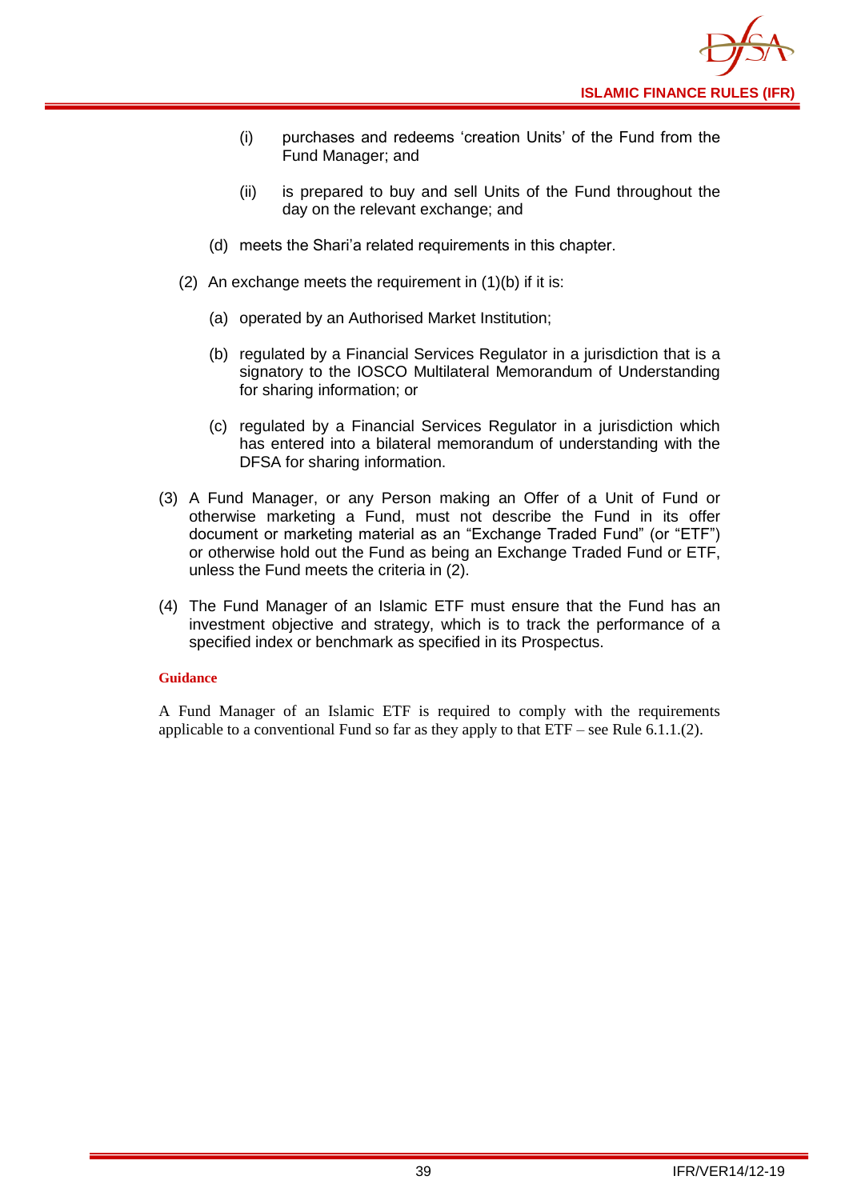(i) purchases and redeems 'creation Units' of the Fund from the Fund Manager; and

(ii) is prepared to buy and sell Units of the Fund throughout the day on the relevant exchange; and

(d) meets the Shari'a related requirements in this chapter.

(2) An exchange meets the requirement in (1)(b) if it is:

(a) operated by an Authorised Market Institution;

(b) regulated by a Financial Services Regulator in a jurisdiction that is a signatory to the IOSCO Multilateral Memorandum of Understanding for sharing information; or

(c) regulated by a Financial Services Regulator in a jurisdiction which has entered into a bilateral memorandum of understanding with the DFSA for sharing information.

(3) A Fund Manager, or any Person making an Offer of a Unit of Fund or otherwise marketing a Fund, must not describe the Fund in its offer document or marketing material as an "Exchange Traded Fund" (or "ETF") or otherwise hold out the Fund as being an Exchange Traded Fund or ETF, unless the Fund meets the criteria in (2).

(4) The Fund Manager of an Islamic ETF must ensure that the Fund has an investment objective and strategy, which is to track the performance of a specified index or benchmark as specified in its Prospectus.

**Guidance**

A Fund Manager of an Islamic ETF is required to comply with the requirements applicable to a conventional Fund so far as they apply to that ETF – see Rule 6.1.1.(2).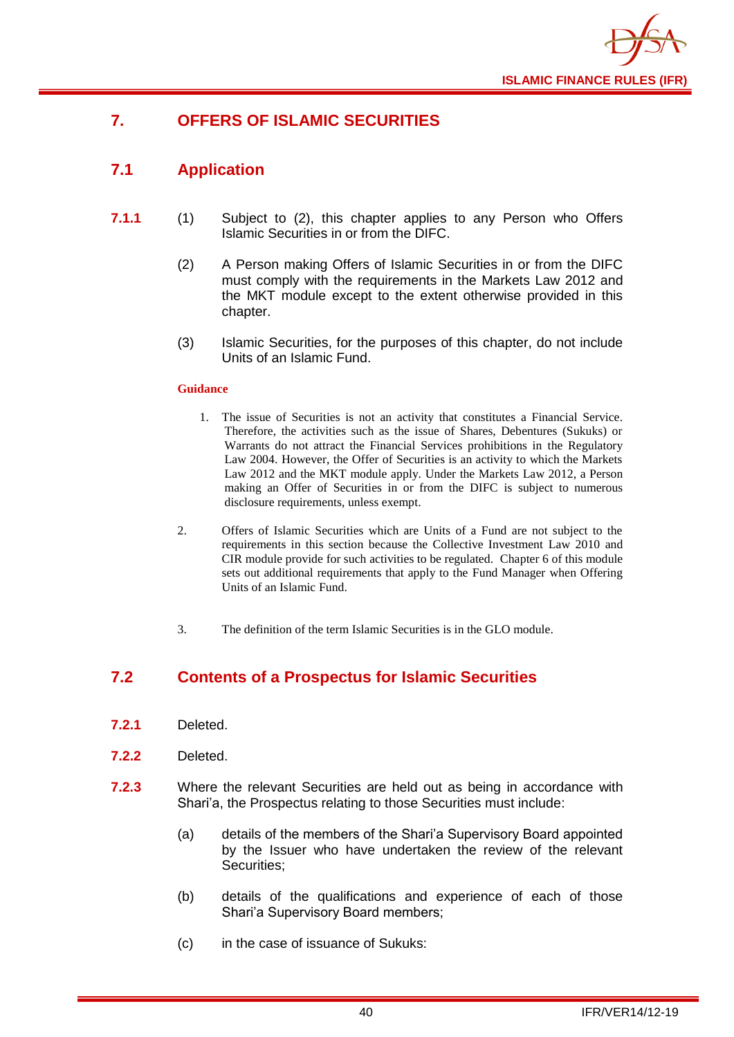# 7. OFFERS OF ISLAMIC SECURITIES

## 7.1 Application

**7.1.1** (1) Subject to (2), this chapter applies to any Person who Offers Islamic Securities in or from the DIFC.

(2) A Person making Offers of Islamic Securities in or from the DIFC must comply with the requirements in the Markets Law 2012 and the MKT module except to the extent otherwise provided in this chapter.

(3) Islamic Securities, for the purposes of this chapter, do not include Units of an Islamic Fund.

**Guidance**

1. The issue of Securities is not an activity that constitutes a Financial Service. Therefore, the activities such as the issue of Shares, Debentures (Sukuks) or Warrants do not attract the Financial Services prohibitions in the Regulatory Law 2004. However, the Offer of Securities is an activity to which the Markets Law 2012 and the MKT module apply. Under the Markets Law 2012, a Person making an Offer of Securities in or from the DIFC is subject to numerous disclosure requirements, unless exempt.

2. Offers of Islamic Securities which are Units of a Fund are not subject to the requirements in this section because the Collective Investment Law 2010 and CIR module provide for such activities to be regulated. Chapter 6 of this module sets out additional requirements that apply to the Fund Manager when Offering Units of an Islamic Fund.

3. The definition of the term Islamic Securities is in the GLO module.

## 7.2 Contents of a Prospectus for Islamic Securities

**7.2.1** Deleted.

**7.2.2** Deleted.

**7.2.3** Where the relevant Securities are held out as being in accordance with Shari'a, the Prospectus relating to those Securities must include:

(a) details of the members of the Shari'a Supervisory Board appointed by the Issuer who have undertaken the review of the relevant Securities;

(b) details of the qualifications and experience of each of those Shari'a Supervisory Board members;

(c) in the case of issuance of Sukuks: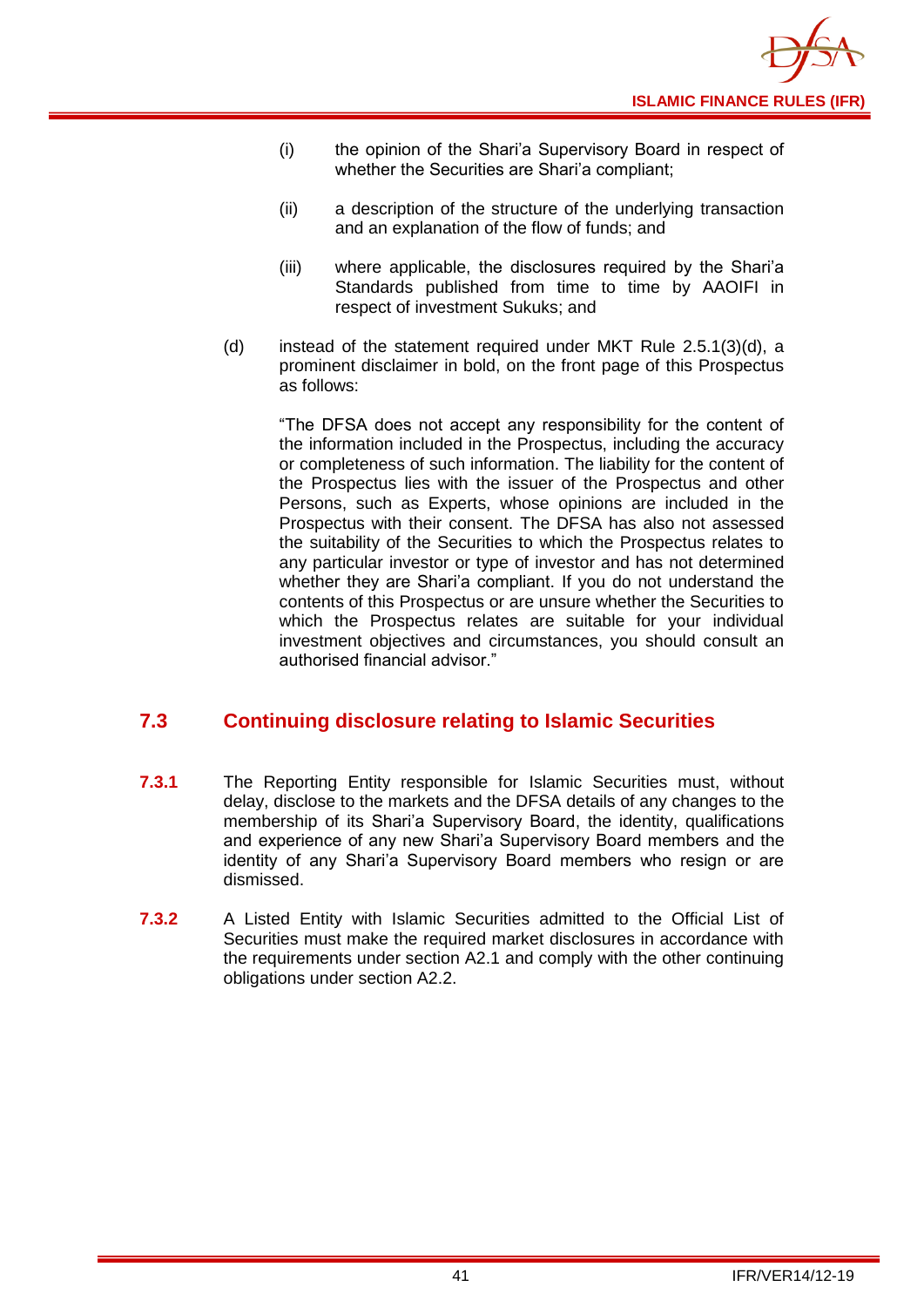(i) the opinion of the Shari'a Supervisory Board in respect of whether the Securities are Shari'a compliant;

(ii) a description of the structure of the underlying transaction and an explanation of the flow of funds; and

(iii) where applicable, the disclosures required by the Shari'a Standards published from time to time by AAOIFI in respect of investment Sukuks; and

(d) instead of the statement required under MKT Rule 2.5.1(3)(d), a prominent disclaimer in bold, on the front page of this Prospectus as follows:

"The DFSA does not accept any responsibility for the content of the information included in the Prospectus, including the accuracy or completeness of such information. The liability for the content of the Prospectus lies with the issuer of the Prospectus and other Persons, such as Experts, whose opinions are included in the Prospectus with their consent. The DFSA has also not assessed the suitability of the Securities to which the Prospectus relates to any particular investor or type of investor and has not determined whether they are Shari'a compliant. If you do not understand the contents of this Prospectus or are unsure whether the Securities to which the Prospectus relates are suitable for your individual investment objectives and circumstances, you should consult an authorised financial advisor."

## 7.3 Continuing disclosure relating to Islamic Securities

**7.3.1** The Reporting Entity responsible for Islamic Securities must, without delay, disclose to the markets and the DFSA details of any changes to the membership of its Shari'a Supervisory Board, the identity, qualifications and experience of any new Shari'a Supervisory Board members and the identity of any Shari'a Supervisory Board members who resign or are dismissed.

**7.3.2** A Listed Entity with Islamic Securities admitted to the Official List of Securities must make the required market disclosures in accordance with the requirements under section A2.1 and comply with the other continuing obligations under section A2.2.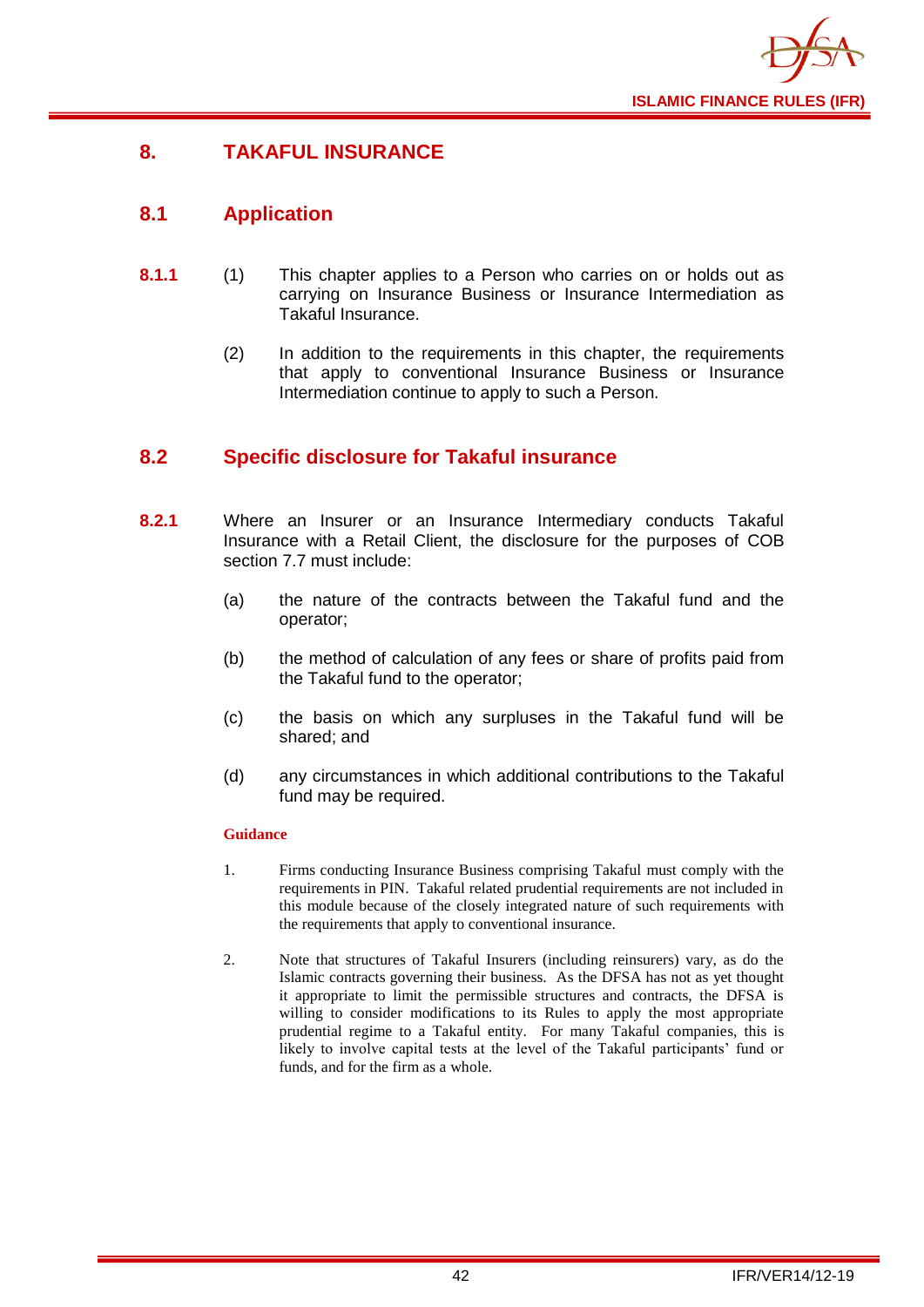# 8. TAKAFUL INSURANCE

## 8.1 Application

**8.1.1** (1) This chapter applies to a Person who carries on or holds out as carrying on Insurance Business or Insurance Intermediation as Takaful Insurance.

(2) In addition to the requirements in this chapter, the requirements that apply to conventional Insurance Business or Insurance Intermediation continue to apply to such a Person.

## 8.2 Specific disclosure for Takaful insurance

**8.2.1** Where an Insurer or an Insurance Intermediary conducts Takaful Insurance with a Retail Client, the disclosure for the purposes of COB section 7.7 must include:

(a) the nature of the contracts between the Takaful fund and the operator;

(b) the method of calculation of any fees or share of profits paid from the Takaful fund to the operator;

(c) the basis on which any surpluses in the Takaful fund will be shared; and

(d) any circumstances in which additional contributions to the Takaful fund may be required.

**Guidance**

1. Firms conducting Insurance Business comprising Takaful must comply with the requirements in PIN. Takaful related prudential requirements are not included in this module because of the closely integrated nature of such requirements with the requirements that apply to conventional insurance.

2. Note that structures of Takaful Insurers (including reinsurers) vary, as do the Islamic contracts governing their business. As the DFSA has not as yet thought it appropriate to limit the permissible structures and contracts, the DFSA is willing to consider modifications to its Rules to apply the most appropriate prudential regime to a Takaful entity. For many Takaful companies, this is likely to involve capital tests at the level of the Takaful participants' fund or funds, and for the firm as a whole.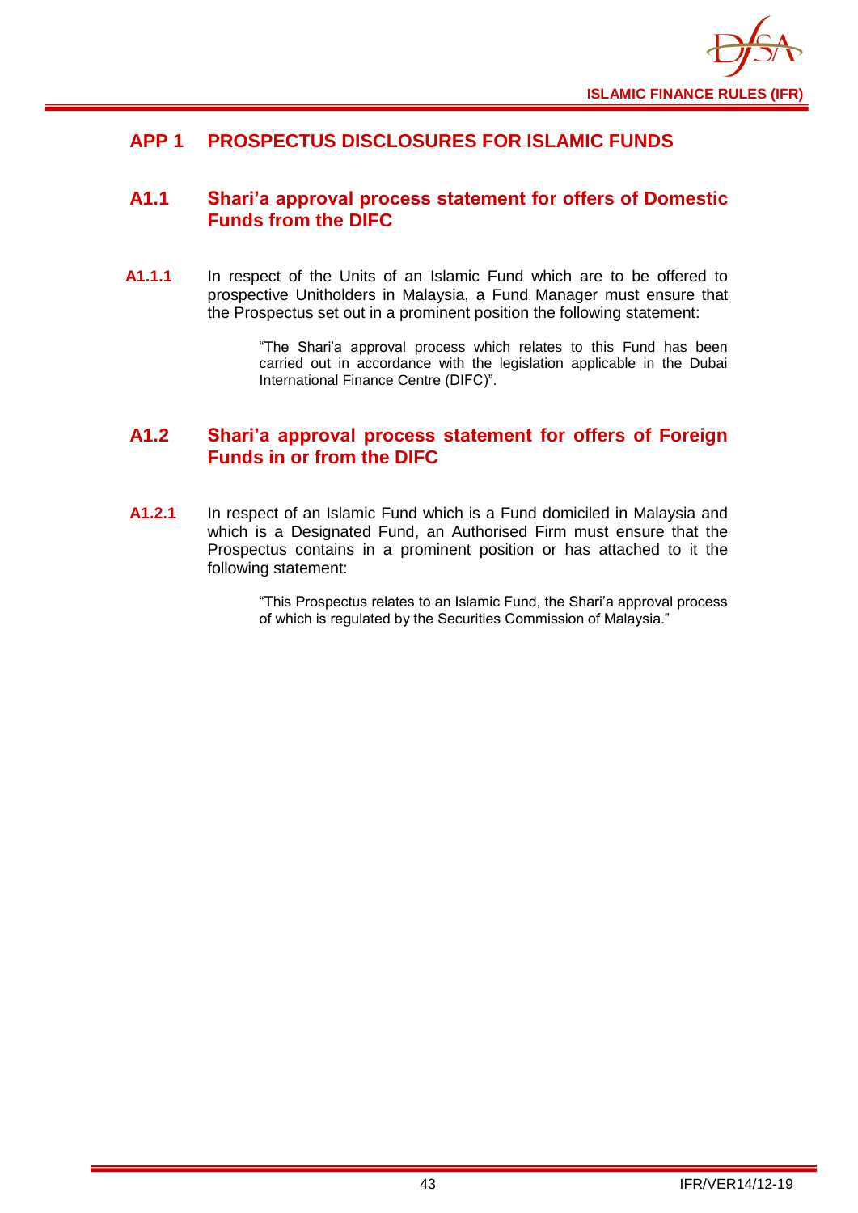# APP 1 PROSPECTUS DISCLOSURES FOR ISLAMIC FUNDS

## A1.1 Shari'a approval process statement for offers of Domestic Funds from the DIFC

**A1.1.1** In respect of the Units of an Islamic Fund which are to be offered to prospective Unitholders in Malaysia, a Fund Manager must ensure that the Prospectus set out in a prominent position the following statement:

> "The Shari'a approval process which relates to this Fund has been carried out in accordance with the legislation applicable in the Dubai International Finance Centre (DIFC)".

## A1.2 Shari'a approval process statement for offers of Foreign Funds in or from the DIFC

**A1.2.1** In respect of an Islamic Fund which is a Fund domiciled in Malaysia and which is a Designated Fund, an Authorised Firm must ensure that the Prospectus contains in a prominent position or has attached to it the following statement:

> "This Prospectus relates to an Islamic Fund, the Shari'a approval process of which is regulated by the Securities Commission of Malaysia."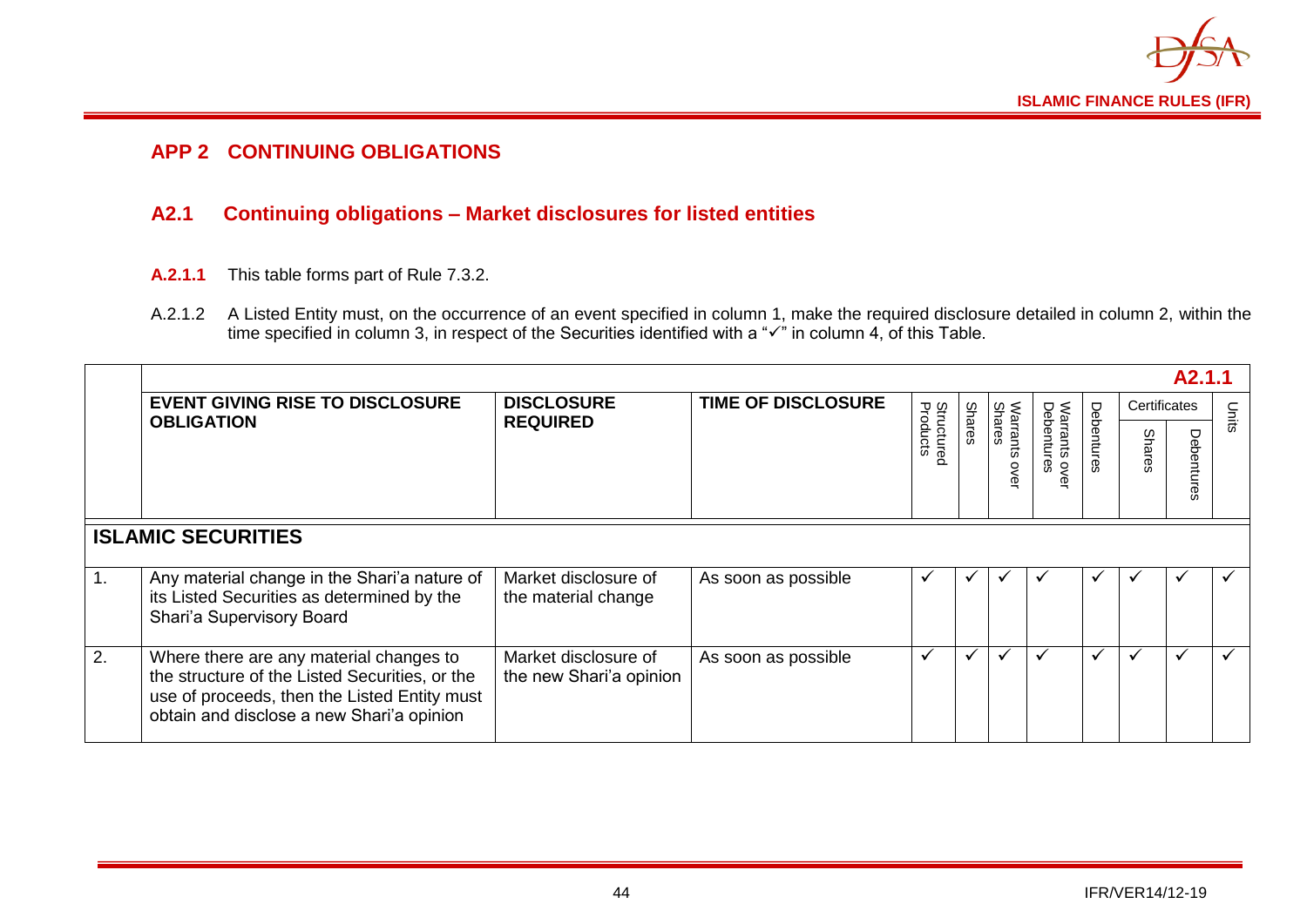## APP 2 CONTINUING OBLIGATIONS

### A2.1 Continuing obligations – Market disclosures for listed entities

**A.2.1.1** This table forms part of Rule 7.3.2.

A.2.1.2 A Listed Entity must, on the occurrence of an event specified in column 1, make the required disclosure detailed in column 2, within the time specified in column 3, in respect of the Securities identified with a "✓" in column 4, of this Table.

**A2.1.1**

| | EVENT GIVING RISE TO DISCLOSURE OBLIGATION | DISCLOSURE REQUIRED | TIME OF DISCLOSURE | Structured Products | Shares | Warrants over Shares | Warrants over Debentures | Debentures | Certificates | | Units |
|---|---|---|---|---|---|---|---|---|---|---|---|
| | | | | | | | | | Shares | Debentures | |
| **ISLAMIC SECURITIES** | | | | | | | | | | | |
| 1. | Any material change in the Shari'a nature of its Listed Securities as determined by the Shari'a Supervisory Board | Market disclosure of the material change | As soon as possible | ✓ | ✓ | ✓ | ✓ | ✓ | ✓ | ✓ | ✓ |
| 2. | Where there are any material changes to the structure of the Listed Securities, or the use of proceeds, then the Listed Entity must obtain and disclose a new Shari'a opinion | Market disclosure of the new Shari'a opinion | As soon as possible | ✓ | ✓ | ✓ | ✓ | ✓ | ✓ | ✓ | ✓ |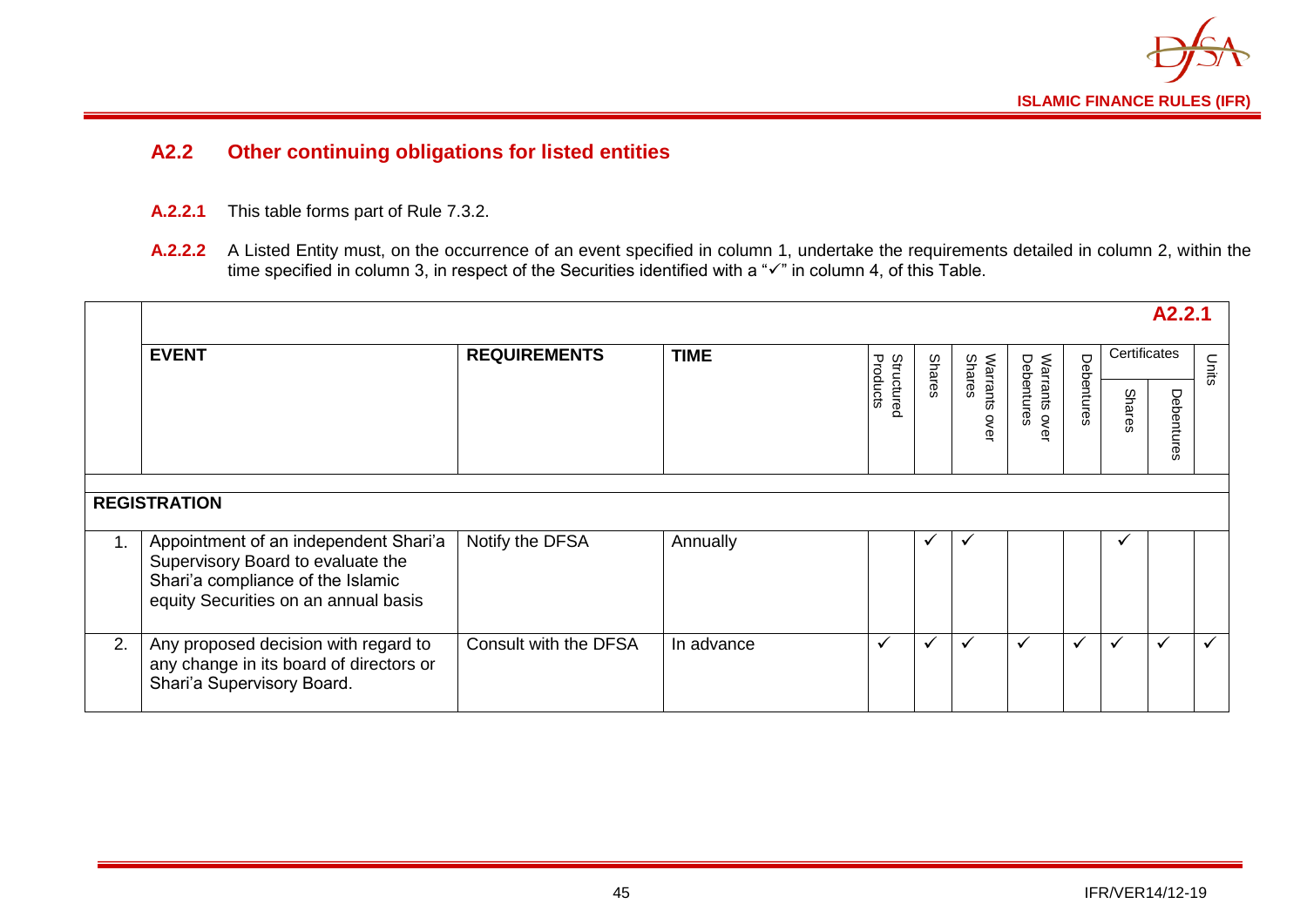## A2.2 Other continuing obligations for listed entities

**A.2.2.1** This table forms part of Rule 7.3.2.

**A.2.2.2** A Listed Entity must, on the occurrence of an event specified in column 1, undertake the requirements detailed in column 2, within the time specified in column 3, in respect of the Securities identified with a "✓" in column 4, of this Table.

**A2.2.1**

| | EVENT | REQUIREMENTS | TIME | Structured Products | Shares | Warrants over Shares | Warrants over Debentures | Debentures | Certificates | | Units |
|---|---|---|---|---|---|---|---|---|---|---|---|
| | | | | | | | | | Shares | Debentures | |
| **REGISTRATION** | | | | | | | | | | | |
| 1. | Appointment of an independent Shari'a Supervisory Board to evaluate the Shari'a compliance of the Islamic equity Securities on an annual basis | Notify the DFSA | Annually | | ✓ | ✓ | | | ✓ | | |
| 2. | Any proposed decision with regard to any change in its board of directors or Shari'a Supervisory Board. | Consult with the DFSA | In advance | ✓ | ✓ | ✓ | ✓ | ✓ | ✓ | ✓ | ✓ |